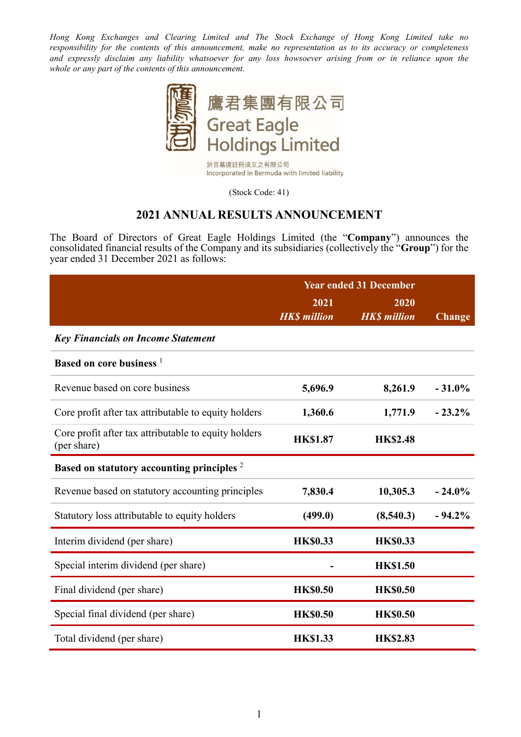*Hong Kong Exchanges and Clearing Limited and The Stock Exchange of Hong Kong Limited take no responsibility for the contents of this announcement, make no representation as to its accuracy or completeness and expressly disclaim any liability whatsoever for any loss howsoever arising from or in reliance upon the whole or any part of the contents of this announcement.*

鷹君集團有限公司
Great Eagle Holdings Limited

於百慕達註冊成立之有限公司
Incorporated in Bermuda with limited liability

(Stock Code: 41)

# 2021 ANNUAL RESULTS ANNOUNCEMENT

The Board of Directors of Great Eagle Holdings Limited (the "**Company**") announces the consolidated financial results of the Company and its subsidiaries (collectively the "**Group**") for the year ended 31 December 2021 as follows:

| | Year ended 31 December | | |
|---|---|---|---|
| | **2021** *HK$ million* | **2020** *HK$ million* | **Change** |
| ***Key Financials on Income Statement*** | | | |
| **Based on core business** [1] | | | |
| Revenue based on core business | **5,696.9** | **8,261.9** | **- 31.0%** |
| Core profit after tax attributable to equity holders | **1,360.6** | **1,771.9** | **- 23.2%** |
| Core profit after tax attributable to equity holders (per share) | **HK$1.87** | **HK$2.48** | |
| **Based on statutory accounting principles** [2] | | | |
| Revenue based on statutory accounting principles | **7,830.4** | **10,305.3** | **- 24.0%** |
| Statutory loss attributable to equity holders | **(499.0)** | **(8,540.3)** | **- 94.2%** |
| Interim dividend (per share) | **HK$0.33** | **HK$0.33** | |
| Special interim dividend (per share) | **-** | **HK$1.50** | |
| Final dividend (per share) | **HK$0.50** | **HK$0.50** | |
| Special final dividend (per share) | **HK$0.50** | **HK$0.50** | |
| Total dividend (per share) | **HK$1.33** | **HK$2.83** | |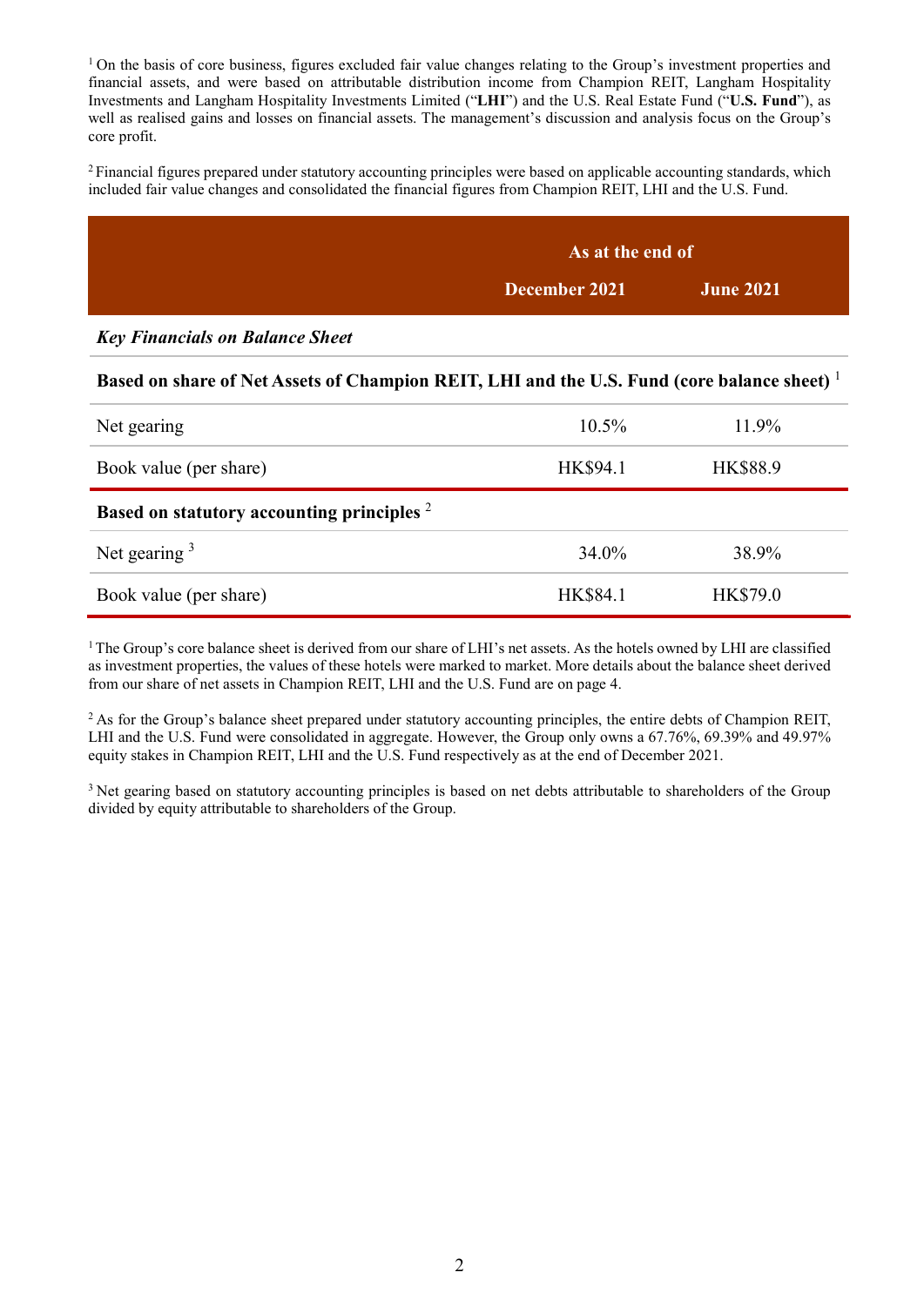[1] On the basis of core business, figures excluded fair value changes relating to the Group's investment properties and financial assets, and were based on attributable distribution income from Champion REIT, Langham Hospitality Investments and Langham Hospitality Investments Limited ("**LHI**") and the U.S. Real Estate Fund ("**U.S. Fund**"), as well as realised gains and losses on financial assets. The management's discussion and analysis focus on the Group's core profit.

[2] Financial figures prepared under statutory accounting principles were based on applicable accounting standards, which included fair value changes and consolidated the financial figures from Champion REIT, LHI and the U.S. Fund.

| | **As at the end of** | |
|---|---|---|
| | **December 2021** | **June 2021** |
| ***Key Financials on Balance Sheet*** | | |
| **Based on share of Net Assets of Champion REIT, LHI and the U.S. Fund (core balance sheet)** [1] | | |
| Net gearing | 10.5% | 11.9% |
| Book value (per share) | HK$94.1 | HK$88.9 |
| **Based on statutory accounting principles** [2] | | |
| Net gearing [3] | 34.0% | 38.9% |
| Book value (per share) | HK$84.1 | HK$79.0 |

[1] The Group's core balance sheet is derived from our share of LHI's net assets. As the hotels owned by LHI are classified as investment properties, the values of these hotels were marked to market. More details about the balance sheet derived from our share of net assets in Champion REIT, LHI and the U.S. Fund are on page 4.

[2] As for the Group's balance sheet prepared under statutory accounting principles, the entire debts of Champion REIT, LHI and the U.S. Fund were consolidated in aggregate. However, the Group only owns a 67.76%, 69.39% and 49.97% equity stakes in Champion REIT, LHI and the U.S. Fund respectively as at the end of December 2021.

[3] Net gearing based on statutory accounting principles is based on net debts attributable to shareholders of the Group divided by equity attributable to shareholders of the Group.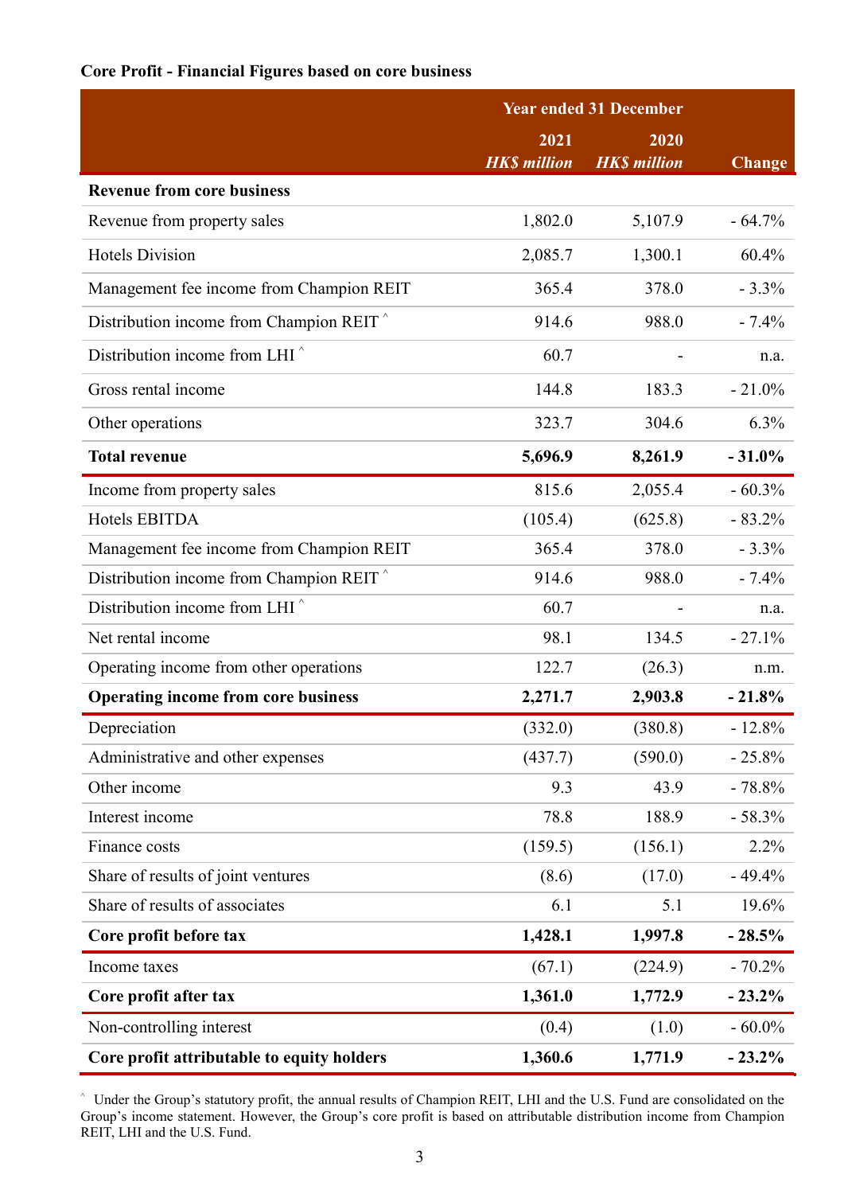**Core Profit - Financial Figures based on core business**

| | Year ended 31 December | | |
|---|---|---|---|
| | 2021 *HK$ million* | 2020 *HK$ million* | Change |
| **Revenue from core business** | | | |
| Revenue from property sales | 1,802.0 | 5,107.9 | - 64.7% |
| Hotels Division | 2,085.7 | 1,300.1 | 60.4% |
| Management fee income from Champion REIT | 365.4 | 378.0 | - 3.3% |
| Distribution income from Champion REIT ^ | 914.6 | 988.0 | - 7.4% |
| Distribution income from LHI ^ | 60.7 | - | n.a. |
| Gross rental income | 144.8 | 183.3 | - 21.0% |
| Other operations | 323.7 | 304.6 | 6.3% |
| **Total revenue** | **5,696.9** | **8,261.9** | **- 31.0%** |
| Income from property sales | 815.6 | 2,055.4 | - 60.3% |
| Hotels EBITDA | (105.4) | (625.8) | - 83.2% |
| Management fee income from Champion REIT | 365.4 | 378.0 | - 3.3% |
| Distribution income from Champion REIT ^ | 914.6 | 988.0 | - 7.4% |
| Distribution income from LHI ^ | 60.7 | - | n.a. |
| Net rental income | 98.1 | 134.5 | - 27.1% |
| Operating income from other operations | 122.7 | (26.3) | n.m. |
| **Operating income from core business** | **2,271.7** | **2,903.8** | **- 21.8%** |
| Depreciation | (332.0) | (380.8) | - 12.8% |
| Administrative and other expenses | (437.7) | (590.0) | - 25.8% |
| Other income | 9.3 | 43.9 | - 78.8% |
| Interest income | 78.8 | 188.9 | - 58.3% |
| Finance costs | (159.5) | (156.1) | 2.2% |
| Share of results of joint ventures | (8.6) | (17.0) | - 49.4% |
| Share of results of associates | 6.1 | 5.1 | 19.6% |
| **Core profit before tax** | **1,428.1** | **1,997.8** | **- 28.5%** |
| Income taxes | (67.1) | (224.9) | - 70.2% |
| **Core profit after tax** | **1,361.0** | **1,772.9** | **- 23.2%** |
| Non-controlling interest | (0.4) | (1.0) | - 60.0% |
| **Core profit attributable to equity holders** | **1,360.6** | **1,771.9** | **- 23.2%** |

^ Under the Group's statutory profit, the annual results of Champion REIT, LHI and the U.S. Fund are consolidated on the Group's income statement. However, the Group's core profit is based on attributable distribution income from Champion REIT, LHI and the U.S. Fund.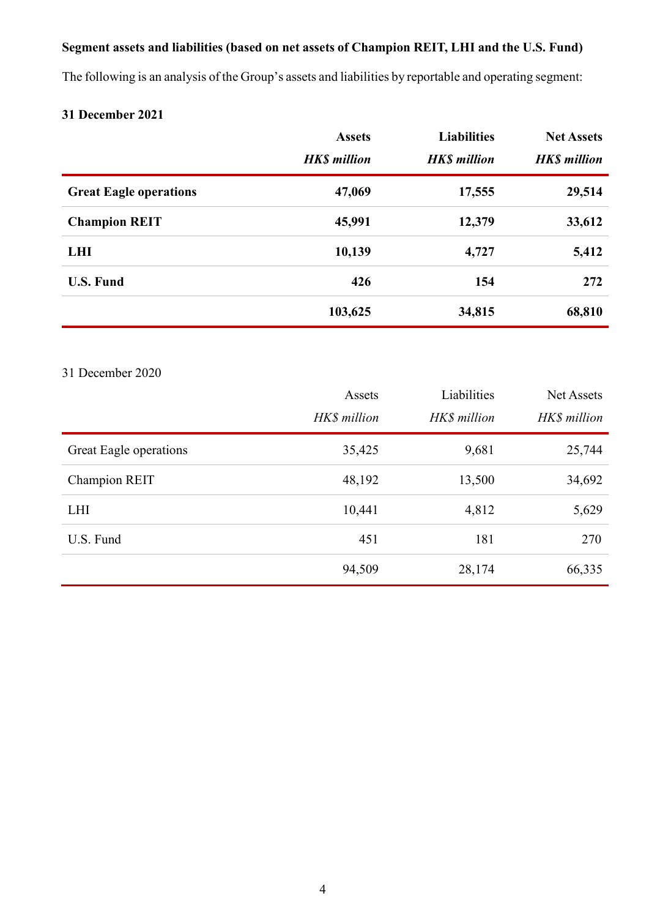**Segment assets and liabilities (based on net assets of Champion REIT, LHI and the U.S. Fund)**

The following is an analysis of the Group's assets and liabilities by reportable and operating segment:

**31 December 2021**

| | **Assets** | **Liabilities** | **Net Assets** |
|---|---|---|---|
| | ***HK$ million*** | ***HK$ million*** | ***HK$ million*** |
| **Great Eagle operations** | **47,069** | **17,555** | **29,514** |
| **Champion REIT** | **45,991** | **12,379** | **33,612** |
| **LHI** | **10,139** | **4,727** | **5,412** |
| **U.S. Fund** | **426** | **154** | **272** |
| | **103,625** | **34,815** | **68,810** |

31 December 2020

| | Assets | Liabilities | Net Assets |
|---|---|---|---|
| | *HK$ million* | *HK$ million* | *HK$ million* |
| Great Eagle operations | 35,425 | 9,681 | 25,744 |
| Champion REIT | 48,192 | 13,500 | 34,692 |
| LHI | 10,441 | 4,812 | 5,629 |
| U.S. Fund | 451 | 181 | 270 |
| | 94,509 | 28,174 | 66,335 |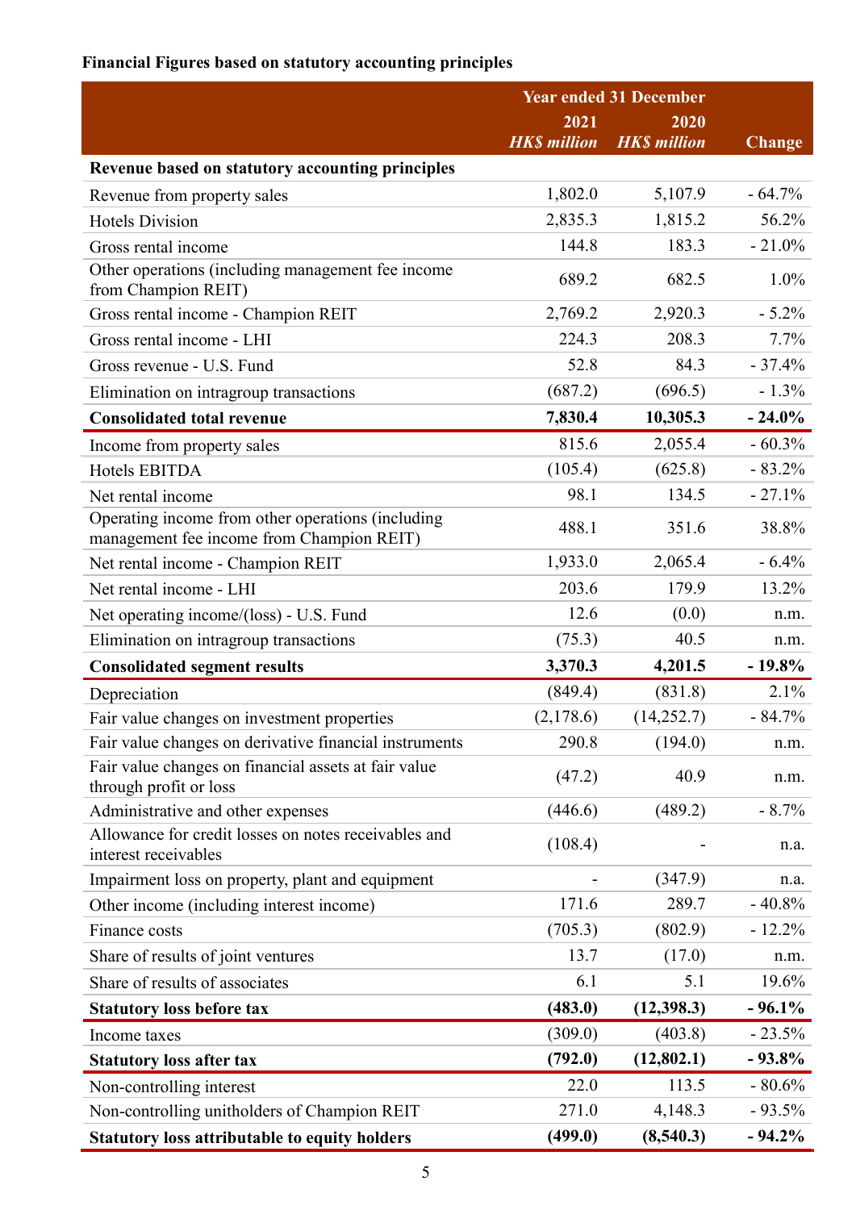**Financial Figures based on statutory accounting principles**

| | Year ended 31 December | | |
|---|---|---|---|
| | 2021 *HK$ million* | 2020 *HK$ million* | Change |
| **Revenue based on statutory accounting principles** | | | |
| Revenue from property sales | 1,802.0 | 5,107.9 | - 64.7% |
| Hotels Division | 2,835.3 | 1,815.2 | 56.2% |
| Gross rental income | 144.8 | 183.3 | - 21.0% |
| Other operations (including management fee income from Champion REIT) | 689.2 | 682.5 | 1.0% |
| Gross rental income - Champion REIT | 2,769.2 | 2,920.3 | - 5.2% |
| Gross rental income - LHI | 224.3 | 208.3 | 7.7% |
| Gross revenue - U.S. Fund | 52.8 | 84.3 | - 37.4% |
| Elimination on intragroup transactions | (687.2) | (696.5) | - 1.3% |
| **Consolidated total revenue** | **7,830.4** | **10,305.3** | **- 24.0%** |
| Income from property sales | 815.6 | 2,055.4 | - 60.3% |
| Hotels EBITDA | (105.4) | (625.8) | - 83.2% |
| Net rental income | 98.1 | 134.5 | - 27.1% |
| Operating income from other operations (including management fee income from Champion REIT) | 488.1 | 351.6 | 38.8% |
| Net rental income - Champion REIT | 1,933.0 | 2,065.4 | - 6.4% |
| Net rental income - LHI | 203.6 | 179.9 | 13.2% |
| Net operating income/(loss) - U.S. Fund | 12.6 | (0.0) | n.m. |
| Elimination on intragroup transactions | (75.3) | 40.5 | n.m. |
| **Consolidated segment results** | **3,370.3** | **4,201.5** | **- 19.8%** |
| Depreciation | (849.4) | (831.8) | 2.1% |
| Fair value changes on investment properties | (2,178.6) | (14,252.7) | - 84.7% |
| Fair value changes on derivative financial instruments | 290.8 | (194.0) | n.m. |
| Fair value changes on financial assets at fair value through profit or loss | (47.2) | 40.9 | n.m. |
| Administrative and other expenses | (446.6) | (489.2) | - 8.7% |
| Allowance for credit losses on notes receivables and interest receivables | (108.4) | - | n.a. |
| Impairment loss on property, plant and equipment | - | (347.9) | n.a. |
| Other income (including interest income) | 171.6 | 289.7 | - 40.8% |
| Finance costs | (705.3) | (802.9) | - 12.2% |
| Share of results of joint ventures | 13.7 | (17.0) | n.m. |
| Share of results of associates | 6.1 | 5.1 | 19.6% |
| **Statutory loss before tax** | **(483.0)** | **(12,398.3)** | **- 96.1%** |
| Income taxes | (309.0) | (403.8) | - 23.5% |
| **Statutory loss after tax** | **(792.0)** | **(12,802.1)** | **- 93.8%** |
| Non-controlling interest | 22.0 | 113.5 | - 80.6% |
| Non-controlling unitholders of Champion REIT | 271.0 | 4,148.3 | - 93.5% |
| **Statutory loss attributable to equity holders** | **(499.0)** | **(8,540.3)** | **- 94.2%** |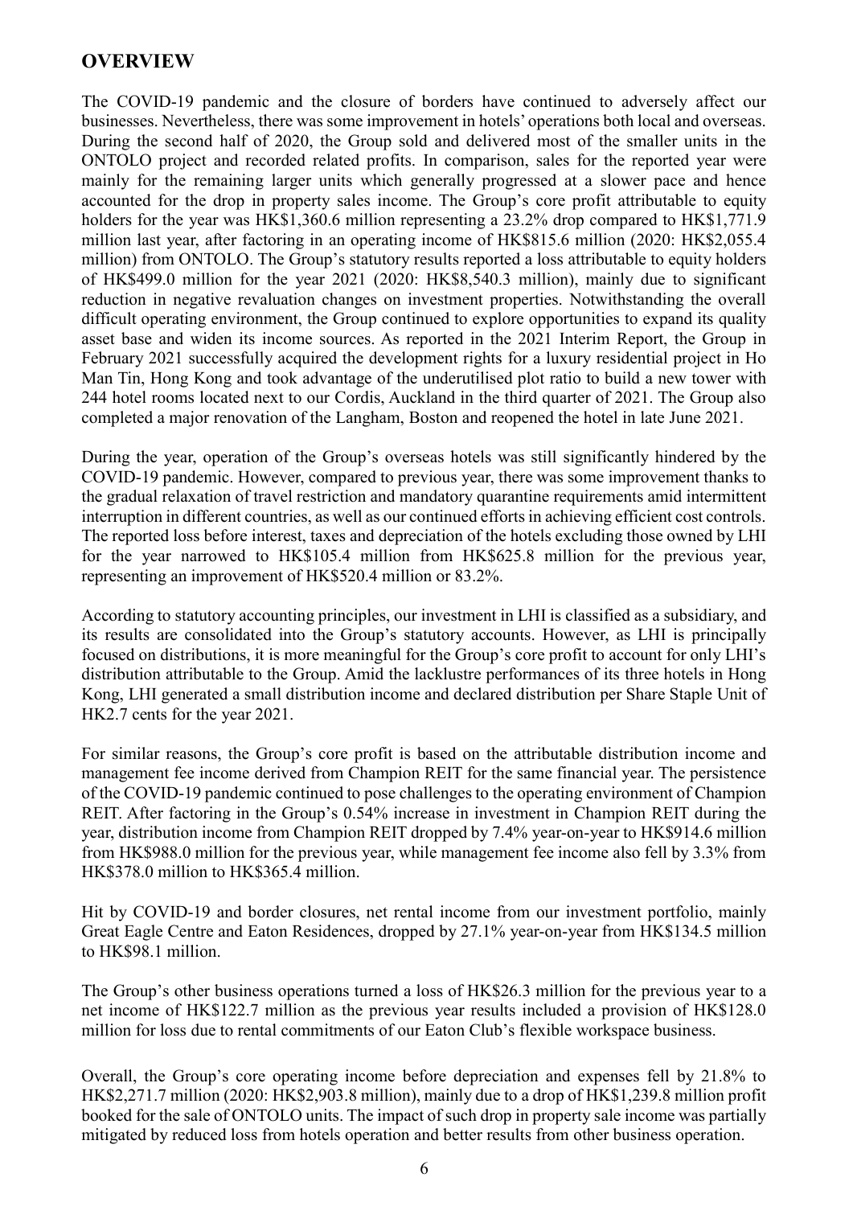## OVERVIEW

The COVID-19 pandemic and the closure of borders have continued to adversely affect our businesses. Nevertheless, there was some improvement in hotels' operations both local and overseas. During the second half of 2020, the Group sold and delivered most of the smaller units in the ONTOLO project and recorded related profits. In comparison, sales for the reported year were mainly for the remaining larger units which generally progressed at a slower pace and hence accounted for the drop in property sales income. The Group's core profit attributable to equity holders for the year was HK$1,360.6 million representing a 23.2% drop compared to HK$1,771.9 million last year, after factoring in an operating income of HK$815.6 million (2020: HK$2,055.4 million) from ONTOLO. The Group's statutory results reported a loss attributable to equity holders of HK$499.0 million for the year 2021 (2020: HK$8,540.3 million), mainly due to significant reduction in negative revaluation changes on investment properties. Notwithstanding the overall difficult operating environment, the Group continued to explore opportunities to expand its quality asset base and widen its income sources. As reported in the 2021 Interim Report, the Group in February 2021 successfully acquired the development rights for a luxury residential project in Ho Man Tin, Hong Kong and took advantage of the underutilised plot ratio to build a new tower with 244 hotel rooms located next to our Cordis, Auckland in the third quarter of 2021. The Group also completed a major renovation of the Langham, Boston and reopened the hotel in late June 2021.

During the year, operation of the Group's overseas hotels was still significantly hindered by the COVID-19 pandemic. However, compared to previous year, there was some improvement thanks to the gradual relaxation of travel restriction and mandatory quarantine requirements amid intermittent interruption in different countries, as well as our continued efforts in achieving efficient cost controls. The reported loss before interest, taxes and depreciation of the hotels excluding those owned by LHI for the year narrowed to HK$105.4 million from HK$625.8 million for the previous year, representing an improvement of HK$520.4 million or 83.2%.

According to statutory accounting principles, our investment in LHI is classified as a subsidiary, and its results are consolidated into the Group's statutory accounts. However, as LHI is principally focused on distributions, it is more meaningful for the Group's core profit to account for only LHI's distribution attributable to the Group. Amid the lacklustre performances of its three hotels in Hong Kong, LHI generated a small distribution income and declared distribution per Share Staple Unit of HK2.7 cents for the year 2021.

For similar reasons, the Group's core profit is based on the attributable distribution income and management fee income derived from Champion REIT for the same financial year. The persistence of the COVID-19 pandemic continued to pose challenges to the operating environment of Champion REIT. After factoring in the Group's 0.54% increase in investment in Champion REIT during the year, distribution income from Champion REIT dropped by 7.4% year-on-year to HK$914.6 million from HK$988.0 million for the previous year, while management fee income also fell by 3.3% from HK$378.0 million to HK$365.4 million.

Hit by COVID-19 and border closures, net rental income from our investment portfolio, mainly Great Eagle Centre and Eaton Residences, dropped by 27.1% year-on-year from HK$134.5 million to HK$98.1 million.

The Group's other business operations turned a loss of HK$26.3 million for the previous year to a net income of HK$122.7 million as the previous year results included a provision of HK$128.0 million for loss due to rental commitments of our Eaton Club's flexible workspace business.

Overall, the Group's core operating income before depreciation and expenses fell by 21.8% to HK$2,271.7 million (2020: HK$2,903.8 million), mainly due to a drop of HK$1,239.8 million profit booked for the sale of ONTOLO units. The impact of such drop in property sale income was partially mitigated by reduced loss from hotels operation and better results from other business operation.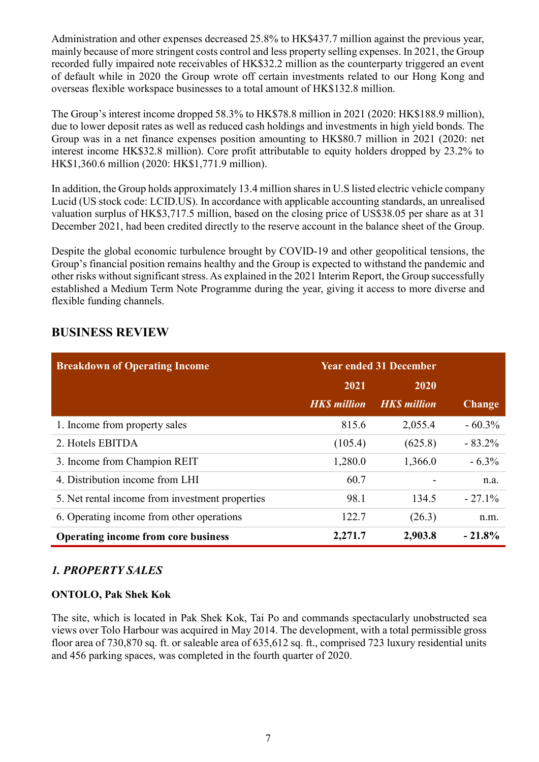Administration and other expenses decreased 25.8% to HK$437.7 million against the previous year, mainly because of more stringent costs control and less property selling expenses. In 2021, the Group recorded fully impaired note receivables of HK$32.2 million as the counterparty triggered an event of default while in 2020 the Group wrote off certain investments related to our Hong Kong and overseas flexible workspace businesses to a total amount of HK$132.8 million.

The Group's interest income dropped 58.3% to HK$78.8 million in 2021 (2020: HK$188.9 million), due to lower deposit rates as well as reduced cash holdings and investments in high yield bonds. The Group was in a net finance expenses position amounting to HK$80.7 million in 2021 (2020: net interest income HK$32.8 million). Core profit attributable to equity holders dropped by 23.2% to HK$1,360.6 million (2020: HK$1,771.9 million).

In addition, the Group holds approximately 13.4 million shares in U.S listed electric vehicle company Lucid (US stock code: LCID.US). In accordance with applicable accounting standards, an unrealised valuation surplus of HK$3,717.5 million, based on the closing price of US$38.05 per share as at 31 December 2021, had been credited directly to the reserve account in the balance sheet of the Group.

Despite the global economic turbulence brought by COVID-19 and other geopolitical tensions, the Group's financial position remains healthy and the Group is expected to withstand the pandemic and other risks without significant stress. As explained in the 2021 Interim Report, the Group successfully established a Medium Term Note Programme during the year, giving it access to more diverse and flexible funding channels.

## BUSINESS REVIEW

| Breakdown of Operating Income | Year ended 31 December | | |
|---|---|---|---|
| | 2021 | 2020 | |
| | *HK$ million* | *HK$ million* | Change |
| 1. Income from property sales | 815.6 | 2,055.4 | - 60.3% |
| 2. Hotels EBITDA | (105.4) | (625.8) | - 83.2% |
| 3. Income from Champion REIT | 1,280.0 | 1,366.0 | - 6.3% |
| 4. Distribution income from LHI | 60.7 | - | n.a. |
| 5. Net rental income from investment properties | 98.1 | 134.5 | - 27.1% |
| 6. Operating income from other operations | 122.7 | (26.3) | n.m. |
| **Operating income from core business** | **2,271.7** | **2,903.8** | **- 21.8%** |

### *1. PROPERTY SALES*

**ONTOLO, Pak Shek Kok**

The site, which is located in Pak Shek Kok, Tai Po and commands spectacularly unobstructed sea views over Tolo Harbour was acquired in May 2014. The development, with a total permissible gross floor area of 730,870 sq. ft. or saleable area of 635,612 sq. ft., comprised 723 luxury residential units and 456 parking spaces, was completed in the fourth quarter of 2020.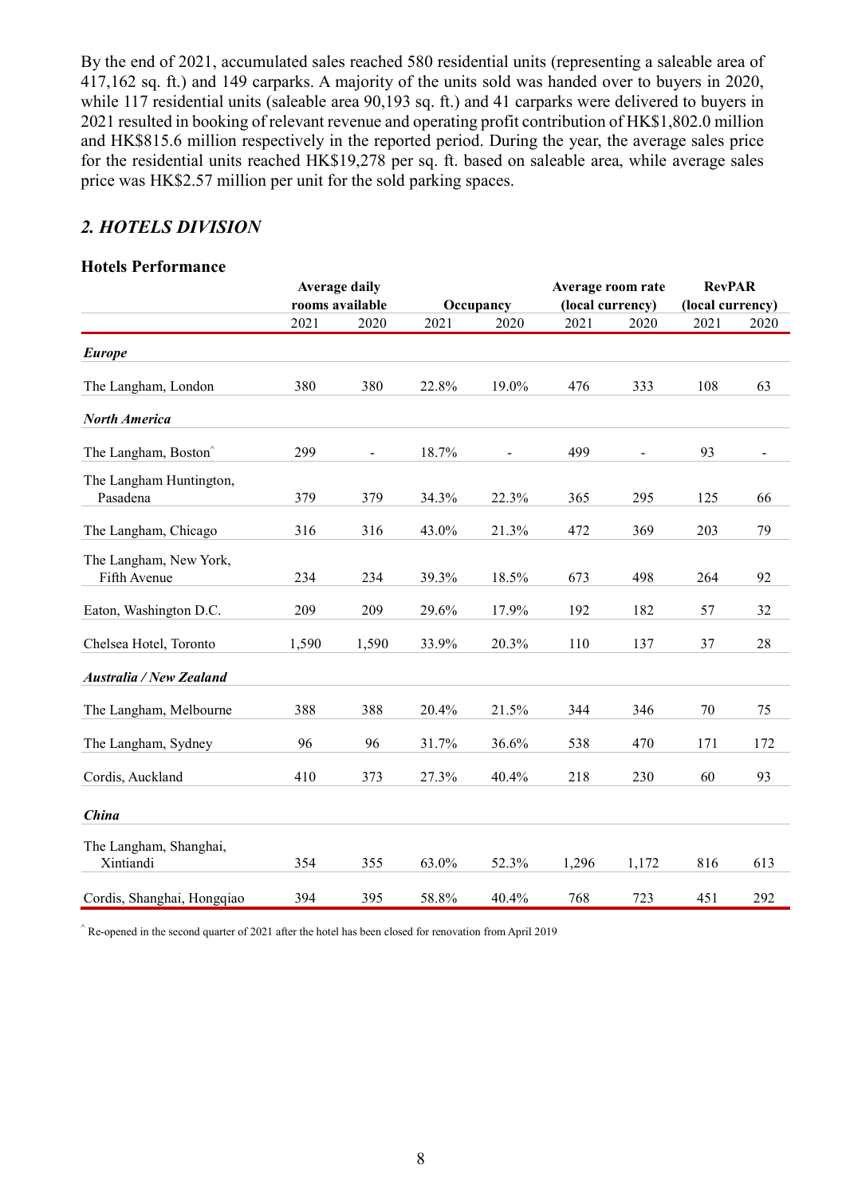By the end of 2021, accumulated sales reached 580 residential units (representing a saleable area of 417,162 sq. ft.) and 149 carparks. A majority of the units sold was handed over to buyers in 2020, while 117 residential units (saleable area 90,193 sq. ft.) and 41 carparks were delivered to buyers in 2021 resulted in booking of relevant revenue and operating profit contribution of HK$1,802.0 million and HK$815.6 million respectively in the reported period. During the year, the average sales price for the residential units reached HK$19,278 per sq. ft. based on saleable area, while average sales price was HK$2.57 million per unit for the sold parking spaces.

## *2. HOTELS DIVISION*

### Hotels Performance

| | Average daily rooms available | | Occupancy | | Average room rate (local currency) | | RevPAR (local currency) | |
|---|---|---|---|---|---|---|---|---|
| | 2021 | 2020 | 2021 | 2020 | 2021 | 2020 | 2021 | 2020 |
| ***Europe*** | | | | | | | | |
| The Langham, London | 380 | 380 | 22.8% | 19.0% | 476 | 333 | 108 | 63 |
| ***North America*** | | | | | | | | |
| The Langham, Boston^ | 299 | - | 18.7% | - | 499 | - | 93 | - |
| The Langham Huntington, Pasadena | 379 | 379 | 34.3% | 22.3% | 365 | 295 | 125 | 66 |
| The Langham, Chicago | 316 | 316 | 43.0% | 21.3% | 472 | 369 | 203 | 79 |
| The Langham, New York, Fifth Avenue | 234 | 234 | 39.3% | 18.5% | 673 | 498 | 264 | 92 |
| Eaton, Washington D.C. | 209 | 209 | 29.6% | 17.9% | 192 | 182 | 57 | 32 |
| Chelsea Hotel, Toronto | 1,590 | 1,590 | 33.9% | 20.3% | 110 | 137 | 37 | 28 |
| ***Australia / New Zealand*** | | | | | | | | |
| The Langham, Melbourne | 388 | 388 | 20.4% | 21.5% | 344 | 346 | 70 | 75 |
| The Langham, Sydney | 96 | 96 | 31.7% | 36.6% | 538 | 470 | 171 | 172 |
| Cordis, Auckland | 410 | 373 | 27.3% | 40.4% | 218 | 230 | 60 | 93 |
| ***China*** | | | | | | | | |
| The Langham, Shanghai, Xintiandi | 354 | 355 | 63.0% | 52.3% | 1,296 | 1,172 | 816 | 613 |
| Cordis, Shanghai, Hongqiao | 394 | 395 | 58.8% | 40.4% | 768 | 723 | 451 | 292 |

^ Re-opened in the second quarter of 2021 after the hotel has been closed for renovation from April 2019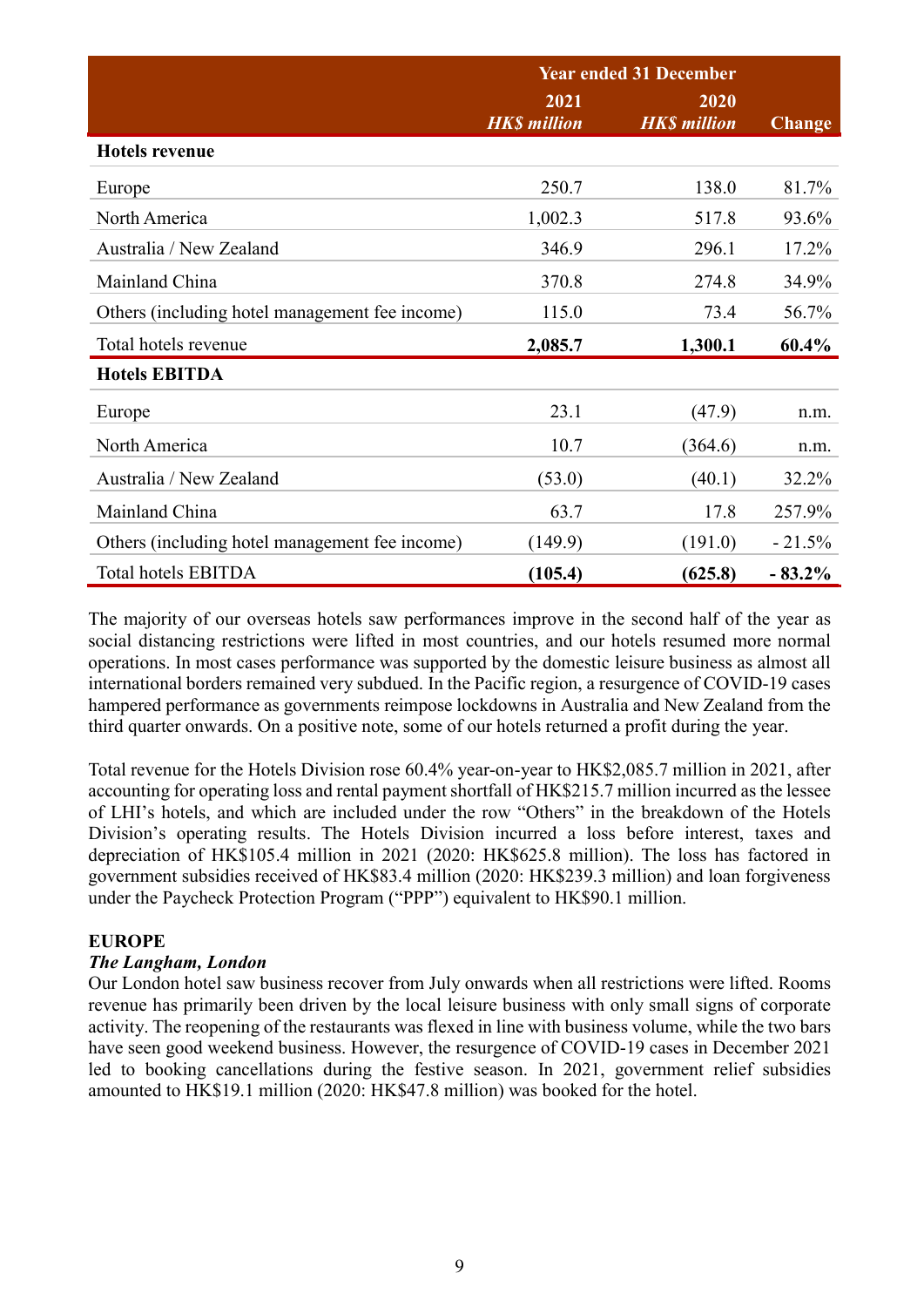| | Year ended 31 December | | |
|---|---|---|---|
| | **2021** *HK$ million* | **2020** *HK$ million* | **Change** |
| **Hotels revenue** | | | |
| Europe | 250.7 | 138.0 | 81.7% |
| North America | 1,002.3 | 517.8 | 93.6% |
| Australia / New Zealand | 346.9 | 296.1 | 17.2% |
| Mainland China | 370.8 | 274.8 | 34.9% |
| Others (including hotel management fee income) | 115.0 | 73.4 | 56.7% |
| Total hotels revenue | **2,085.7** | **1,300.1** | **60.4%** |
| **Hotels EBITDA** | | | |
| Europe | 23.1 | (47.9) | n.m. |
| North America | 10.7 | (364.6) | n.m. |
| Australia / New Zealand | (53.0) | (40.1) | 32.2% |
| Mainland China | 63.7 | 17.8 | 257.9% |
| Others (including hotel management fee income) | (149.9) | (191.0) | - 21.5% |
| Total hotels EBITDA | **(105.4)** | **(625.8)** | **- 83.2%** |

The majority of our overseas hotels saw performances improve in the second half of the year as social distancing restrictions were lifted in most countries, and our hotels resumed more normal operations. In most cases performance was supported by the domestic leisure business as almost all international borders remained very subdued. In the Pacific region, a resurgence of COVID-19 cases hampered performance as governments reimpose lockdowns in Australia and New Zealand from the third quarter onwards. On a positive note, some of our hotels returned a profit during the year.

Total revenue for the Hotels Division rose 60.4% year-on-year to HK$2,085.7 million in 2021, after accounting for operating loss and rental payment shortfall of HK$215.7 million incurred as the lessee of LHI's hotels, and which are included under the row "Others" in the breakdown of the Hotels Division's operating results. The Hotels Division incurred a loss before interest, taxes and depreciation of HK$105.4 million in 2021 (2020: HK$625.8 million). The loss has factored in government subsidies received of HK$83.4 million (2020: HK$239.3 million) and loan forgiveness under the Paycheck Protection Program ("PPP") equivalent to HK$90.1 million.

**EUROPE**

***The Langham, London***

Our London hotel saw business recover from July onwards when all restrictions were lifted. Rooms revenue has primarily been driven by the local leisure business with only small signs of corporate activity. The reopening of the restaurants was flexed in line with business volume, while the two bars have seen good weekend business. However, the resurgence of COVID-19 cases in December 2021 led to booking cancellations during the festive season. In 2021, government relief subsidies amounted to HK$19.1 million (2020: HK$47.8 million) was booked for the hotel.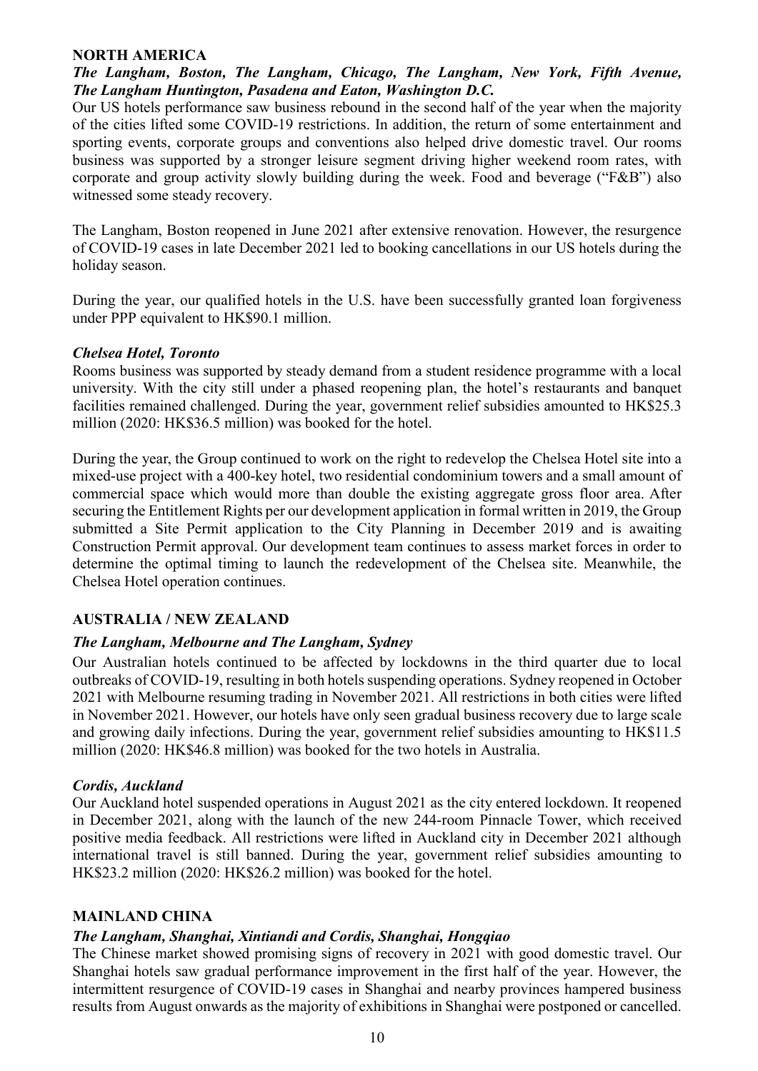## NORTH AMERICA

### *The Langham, Boston, The Langham, Chicago, The Langham, New York, Fifth Avenue, The Langham Huntington, Pasadena and Eaton, Washington D.C.*

Our US hotels performance saw business rebound in the second half of the year when the majority of the cities lifted some COVID-19 restrictions. In addition, the return of some entertainment and sporting events, corporate groups and conventions also helped drive domestic travel. Our rooms business was supported by a stronger leisure segment driving higher weekend room rates, with corporate and group activity slowly building during the week. Food and beverage ("F&B") also witnessed some steady recovery.

The Langham, Boston reopened in June 2021 after extensive renovation. However, the resurgence of COVID-19 cases in late December 2021 led to booking cancellations in our US hotels during the holiday season.

During the year, our qualified hotels in the U.S. have been successfully granted loan forgiveness under PPP equivalent to HK$90.1 million.

### *Chelsea Hotel, Toronto*

Rooms business was supported by steady demand from a student residence programme with a local university. With the city still under a phased reopening plan, the hotel's restaurants and banquet facilities remained challenged. During the year, government relief subsidies amounted to HK$25.3 million (2020: HK$36.5 million) was booked for the hotel.

During the year, the Group continued to work on the right to redevelop the Chelsea Hotel site into a mixed-use project with a 400-key hotel, two residential condominium towers and a small amount of commercial space which would more than double the existing aggregate gross floor area. After securing the Entitlement Rights per our development application in formal written in 2019, the Group submitted a Site Permit application to the City Planning in December 2019 and is awaiting Construction Permit approval. Our development team continues to assess market forces in order to determine the optimal timing to launch the redevelopment of the Chelsea site. Meanwhile, the Chelsea Hotel operation continues.

## AUSTRALIA / NEW ZEALAND

### *The Langham, Melbourne and The Langham, Sydney*

Our Australian hotels continued to be affected by lockdowns in the third quarter due to local outbreaks of COVID-19, resulting in both hotels suspending operations. Sydney reopened in October 2021 with Melbourne resuming trading in November 2021. All restrictions in both cities were lifted in November 2021. However, our hotels have only seen gradual business recovery due to large scale and growing daily infections. During the year, government relief subsidies amounting to HK$11.5 million (2020: HK$46.8 million) was booked for the two hotels in Australia.

### *Cordis, Auckland*

Our Auckland hotel suspended operations in August 2021 as the city entered lockdown. It reopened in December 2021, along with the launch of the new 244-room Pinnacle Tower, which received positive media feedback. All restrictions were lifted in Auckland city in December 2021 although international travel is still banned. During the year, government relief subsidies amounting to HK$23.2 million (2020: HK$26.2 million) was booked for the hotel.

## MAINLAND CHINA

### *The Langham, Shanghai, Xintiandi and Cordis, Shanghai, Hongqiao*

The Chinese market showed promising signs of recovery in 2021 with good domestic travel. Our Shanghai hotels saw gradual performance improvement in the first half of the year. However, the intermittent resurgence of COVID-19 cases in Shanghai and nearby provinces hampered business results from August onwards as the majority of exhibitions in Shanghai were postponed or cancelled.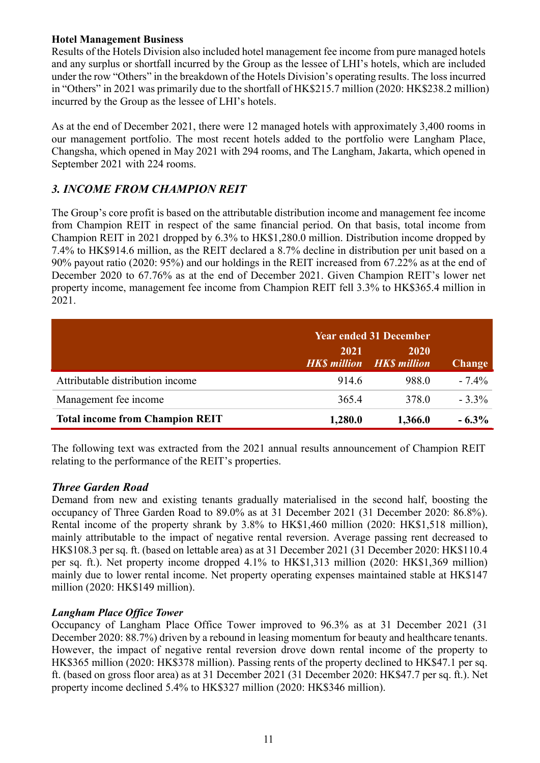**Hotel Management Business**

Results of the Hotels Division also included hotel management fee income from pure managed hotels and any surplus or shortfall incurred by the Group as the lessee of LHI's hotels, which are included under the row "Others" in the breakdown of the Hotels Division's operating results. The loss incurred in "Others" in 2021 was primarily due to the shortfall of HK$215.7 million (2020: HK$238.2 million) incurred by the Group as the lessee of LHI's hotels.

As at the end of December 2021, there were 12 managed hotels with approximately 3,400 rooms in our management portfolio. The most recent hotels added to the portfolio were Langham Place, Changsha, which opened in May 2021 with 294 rooms, and The Langham, Jakarta, which opened in September 2021 with 224 rooms.

### *3. INCOME FROM CHAMPION REIT*

The Group's core profit is based on the attributable distribution income and management fee income from Champion REIT in respect of the same financial period. On that basis, total income from Champion REIT in 2021 dropped by 6.3% to HK$1,280.0 million. Distribution income dropped by 7.4% to HK$914.6 million, as the REIT declared a 8.7% decline in distribution per unit based on a 90% payout ratio (2020: 95%) and our holdings in the REIT increased from 67.22% as at the end of December 2020 to 67.76% as at the end of December 2021. Given Champion REIT's lower net property income, management fee income from Champion REIT fell 3.3% to HK$365.4 million in 2021.

| | Year ended 31 December | | |
|---|---|---|---|
| | 2021 *HK$ million* | 2020 *HK$ million* | Change |
| Attributable distribution income | 914.6 | 988.0 | - 7.4% |
| Management fee income | 365.4 | 378.0 | - 3.3% |
| **Total income from Champion REIT** | **1,280.0** | **1,366.0** | **- 6.3%** |

The following text was extracted from the 2021 annual results announcement of Champion REIT relating to the performance of the REIT's properties.

***Three Garden Road***

Demand from new and existing tenants gradually materialised in the second half, boosting the occupancy of Three Garden Road to 89.0% as at 31 December 2021 (31 December 2020: 86.8%). Rental income of the property shrank by 3.8% to HK$1,460 million (2020: HK$1,518 million), mainly attributable to the impact of negative rental reversion. Average passing rent decreased to HK$108.3 per sq. ft. (based on lettable area) as at 31 December 2021 (31 December 2020: HK$110.4 per sq. ft.). Net property income dropped 4.1% to HK$1,313 million (2020: HK$1,369 million) mainly due to lower rental income. Net property operating expenses maintained stable at HK$147 million (2020: HK$149 million).

***Langham Place Office Tower***

Occupancy of Langham Place Office Tower improved to 96.3% as at 31 December 2021 (31 December 2020: 88.7%) driven by a rebound in leasing momentum for beauty and healthcare tenants. However, the impact of negative rental reversion drove down rental income of the property to HK$365 million (2020: HK$378 million). Passing rents of the property declined to HK$47.1 per sq. ft. (based on gross floor area) as at 31 December 2021 (31 December 2020: HK$47.7 per sq. ft.). Net property income declined 5.4% to HK$327 million (2020: HK$346 million).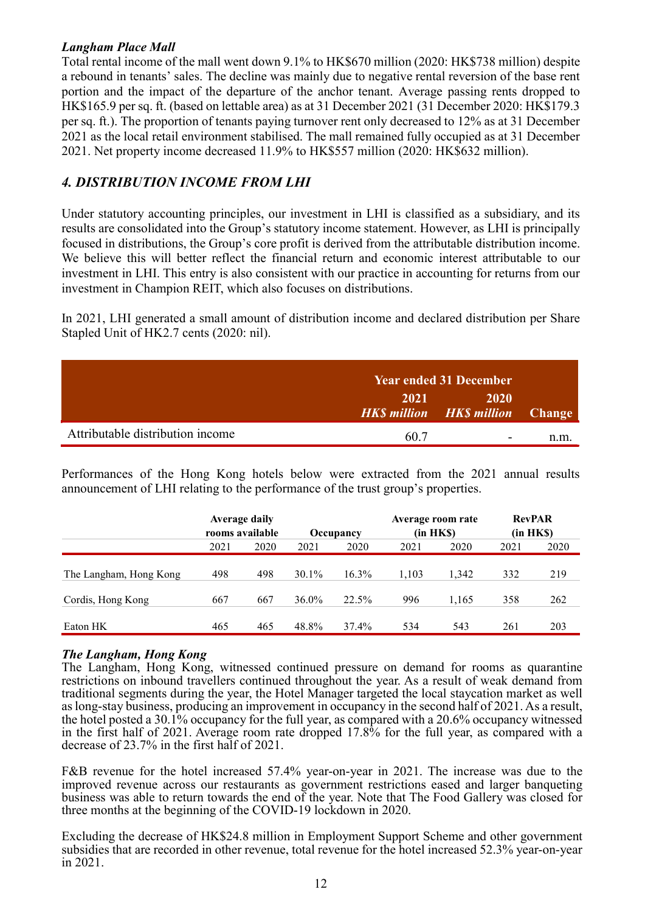### *Langham Place Mall*

Total rental income of the mall went down 9.1% to HK$670 million (2020: HK$738 million) despite a rebound in tenants' sales. The decline was mainly due to negative rental reversion of the base rent portion and the impact of the departure of the anchor tenant. Average passing rents dropped to HK$165.9 per sq. ft. (based on lettable area) as at 31 December 2021 (31 December 2020: HK$179.3 per sq. ft.). The proportion of tenants paying turnover rent only decreased to 12% as at 31 December 2021 as the local retail environment stabilised. The mall remained fully occupied as at 31 December 2021. Net property income decreased 11.9% to HK$557 million (2020: HK$632 million).

## *4. DISTRIBUTION INCOME FROM LHI*

Under statutory accounting principles, our investment in LHI is classified as a subsidiary, and its results are consolidated into the Group's statutory income statement. However, as LHI is principally focused in distributions, the Group's core profit is derived from the attributable distribution income. We believe this will better reflect the financial return and economic interest attributable to our investment in LHI. This entry is also consistent with our practice in accounting for returns from our investment in Champion REIT, which also focuses on distributions.

In 2021, LHI generated a small amount of distribution income and declared distribution per Share Stapled Unit of HK2.7 cents (2020: nil).

| | Year ended 31 December | | |
|---|---|---|---|
| | 2021 *HK$ million* | 2020 *HK$ million* | Change |
| Attributable distribution income | 60.7 | - | n.m. |

Performances of the Hong Kong hotels below were extracted from the 2021 annual results announcement of LHI relating to the performance of the trust group's properties.

| | Average daily rooms available | | Occupancy | | Average room rate (in HK$) | | RevPAR (in HK$) | |
|---|---|---|---|---|---|---|---|---|
| | 2021 | 2020 | 2021 | 2020 | 2021 | 2020 | 2021 | 2020 |
| The Langham, Hong Kong | 498 | 498 | 30.1% | 16.3% | 1,103 | 1,342 | 332 | 219 |
| Cordis, Hong Kong | 667 | 667 | 36.0% | 22.5% | 996 | 1,165 | 358 | 262 |
| Eaton HK | 465 | 465 | 48.8% | 37.4% | 534 | 543 | 261 | 203 |

### *The Langham, Hong Kong*

The Langham, Hong Kong, witnessed continued pressure on demand for rooms as quarantine restrictions on inbound travellers continued throughout the year. As a result of weak demand from traditional segments during the year, the Hotel Manager targeted the local staycation market as well as long-stay business, producing an improvement in occupancy in the second half of 2021. As a result, the hotel posted a 30.1% occupancy for the full year, as compared with a 20.6% occupancy witnessed in the first half of 2021. Average room rate dropped 17.8% for the full year, as compared with a decrease of 23.7% in the first half of 2021.

F&B revenue for the hotel increased 57.4% year-on-year in 2021. The increase was due to the improved revenue across our restaurants as government restrictions eased and larger banqueting business was able to return towards the end of the year. Note that The Food Gallery was closed for three months at the beginning of the COVID-19 lockdown in 2020.

Excluding the decrease of HK$24.8 million in Employment Support Scheme and other government subsidies that are recorded in other revenue, total revenue for the hotel increased 52.3% year-on-year in 2021.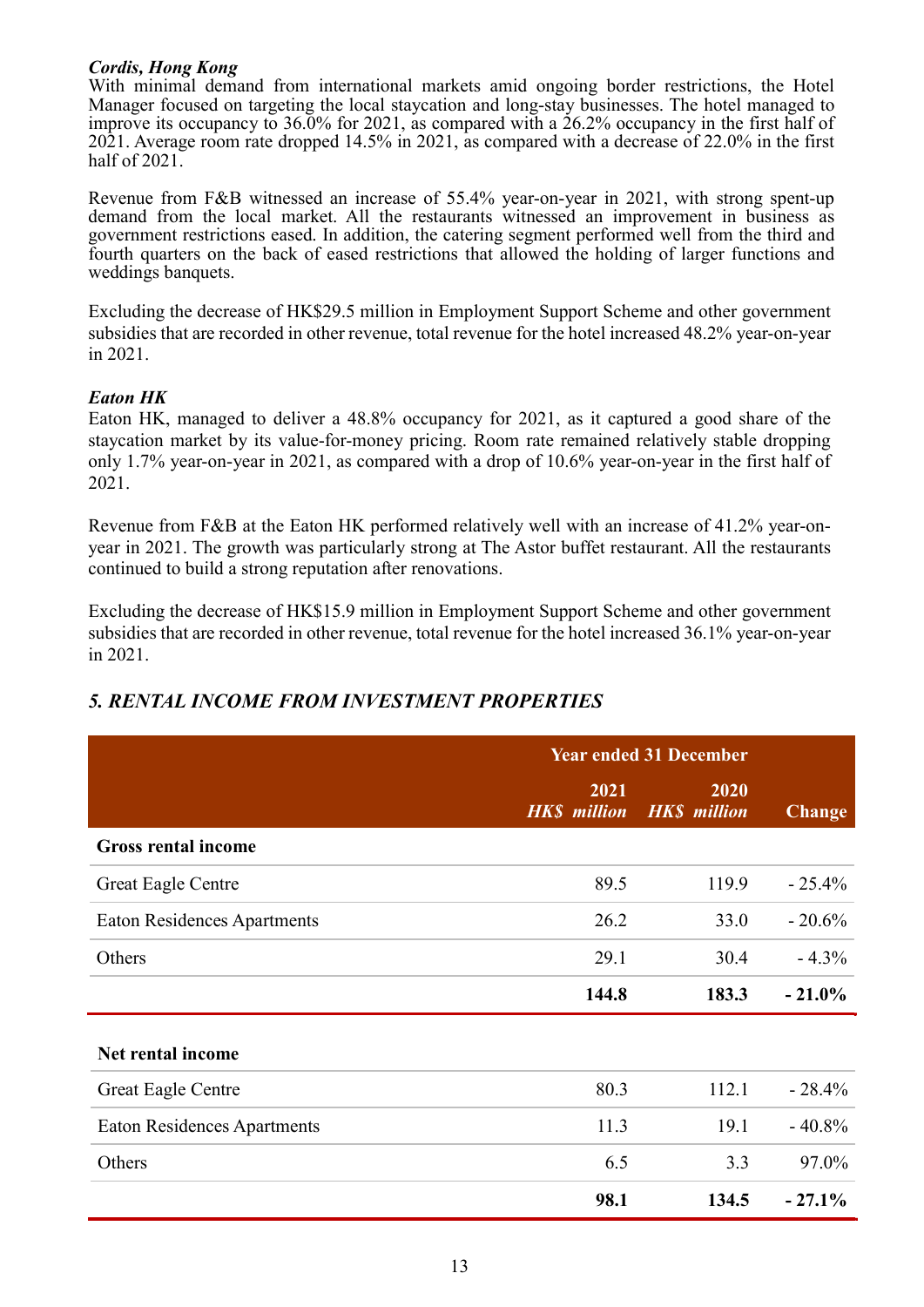*Cordis, Hong Kong*
With minimal demand from international markets amid ongoing border restrictions, the Hotel Manager focused on targeting the local staycation and long-stay businesses. The hotel managed to improve its occupancy to 36.0% for 2021, as compared with a 26.2% occupancy in the first half of 2021. Average room rate dropped 14.5% in 2021, as compared with a decrease of 22.0% in the first half of 2021.

Revenue from F&B witnessed an increase of 55.4% year-on-year in 2021, with strong spent-up demand from the local market. All the restaurants witnessed an improvement in business as government restrictions eased. In addition, the catering segment performed well from the third and fourth quarters on the back of eased restrictions that allowed the holding of larger functions and weddings banquets.

Excluding the decrease of HK$29.5 million in Employment Support Scheme and other government subsidies that are recorded in other revenue, total revenue for the hotel increased 48.2% year-on-year in 2021.

*Eaton HK*
Eaton HK, managed to deliver a 48.8% occupancy for 2021, as it captured a good share of the staycation market by its value-for-money pricing. Room rate remained relatively stable dropping only 1.7% year-on-year in 2021, as compared with a drop of 10.6% year-on-year in the first half of 2021.

Revenue from F&B at the Eaton HK performed relatively well with an increase of 41.2% year-on-year in 2021. The growth was particularly strong at The Astor buffet restaurant. All the restaurants continued to build a strong reputation after renovations.

Excluding the decrease of HK$15.9 million in Employment Support Scheme and other government subsidies that are recorded in other revenue, total revenue for the hotel increased 36.1% year-on-year in 2021.

## *5. RENTAL INCOME FROM INVESTMENT PROPERTIES*

| | Year ended 31 December | | |
|---|---|---|---|
| | 2021 *HK$ million* | 2020 *HK$ million* | Change |
| **Gross rental income** | | | |
| Great Eagle Centre | 89.5 | 119.9 | - 25.4% |
| Eaton Residences Apartments | 26.2 | 33.0 | - 20.6% |
| Others | 29.1 | 30.4 | - 4.3% |
| | **144.8** | **183.3** | **- 21.0%** |
| **Net rental income** | | | |
| Great Eagle Centre | 80.3 | 112.1 | - 28.4% |
| Eaton Residences Apartments | 11.3 | 19.1 | - 40.8% |
| Others | 6.5 | 3.3 | 97.0% |
| | **98.1** | **134.5** | **- 27.1%** |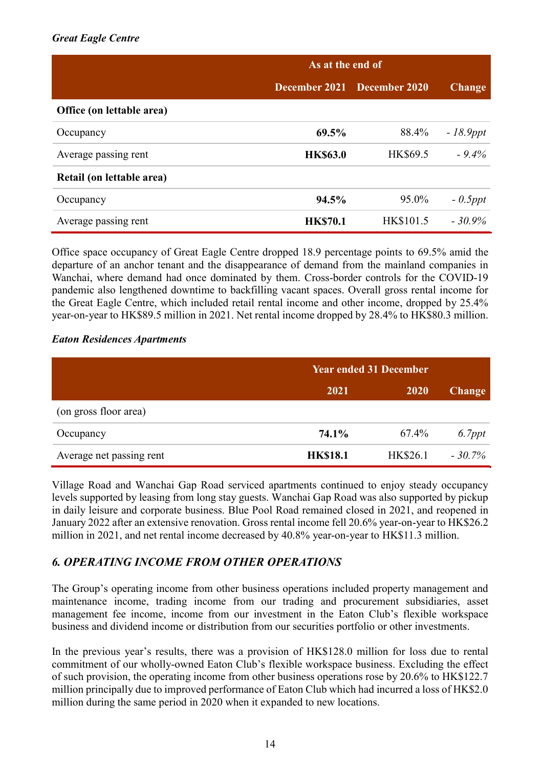*Great Eagle Centre*

| | As at the end of | | |
|---|---|---|---|
| | **December 2021** | **December 2020** | **Change** |
| **Office (on lettable area)** | | | |
| Occupancy | **69.5%** | 88.4% | *- 18.9ppt* |
| Average passing rent | **HK$63.0** | HK$69.5 | *- 9.4%* |
| **Retail (on lettable area)** | | | |
| Occupancy | **94.5%** | 95.0% | *- 0.5ppt* |
| Average passing rent | **HK$70.1** | HK$101.5 | *- 30.9%* |

Office space occupancy of Great Eagle Centre dropped 18.9 percentage points to 69.5% amid the departure of an anchor tenant and the disappearance of demand from the mainland companies in Wanchai, where demand had once dominated by them. Cross-border controls for the COVID-19 pandemic also lengthened downtime to backfilling vacant spaces. Overall gross rental income for the Great Eagle Centre, which included retail rental income and other income, dropped by 25.4% year-on-year to HK$89.5 million in 2021. Net rental income dropped by 28.4% to HK$80.3 million.

*Eaton Residences Apartments*

| | Year ended 31 December | | |
|---|---|---|---|
| | **2021** | **2020** | **Change** |
| (on gross floor area) | | | |
| Occupancy | **74.1%** | 67.4% | *6.7ppt* |
| Average net passing rent | **HK$18.1** | HK$26.1 | *- 30.7%* |

Village Road and Wanchai Gap Road serviced apartments continued to enjoy steady occupancy levels supported by leasing from long stay guests. Wanchai Gap Road was also supported by pickup in daily leisure and corporate business. Blue Pool Road remained closed in 2021, and reopened in January 2022 after an extensive renovation. Gross rental income fell 20.6% year-on-year to HK$26.2 million in 2021, and net rental income decreased by 40.8% year-on-year to HK$11.3 million.

## *6. OPERATING INCOME FROM OTHER OPERATIONS*

The Group's operating income from other business operations included property management and maintenance income, trading income from our trading and procurement subsidiaries, asset management fee income, income from our investment in the Eaton Club's flexible workspace business and dividend income or distribution from our securities portfolio or other investments.

In the previous year's results, there was a provision of HK$128.0 million for loss due to rental commitment of our wholly-owned Eaton Club's flexible workspace business. Excluding the effect of such provision, the operating income from other business operations rose by 20.6% to HK$122.7 million principally due to improved performance of Eaton Club which had incurred a loss of HK$2.0 million during the same period in 2020 when it expanded to new locations.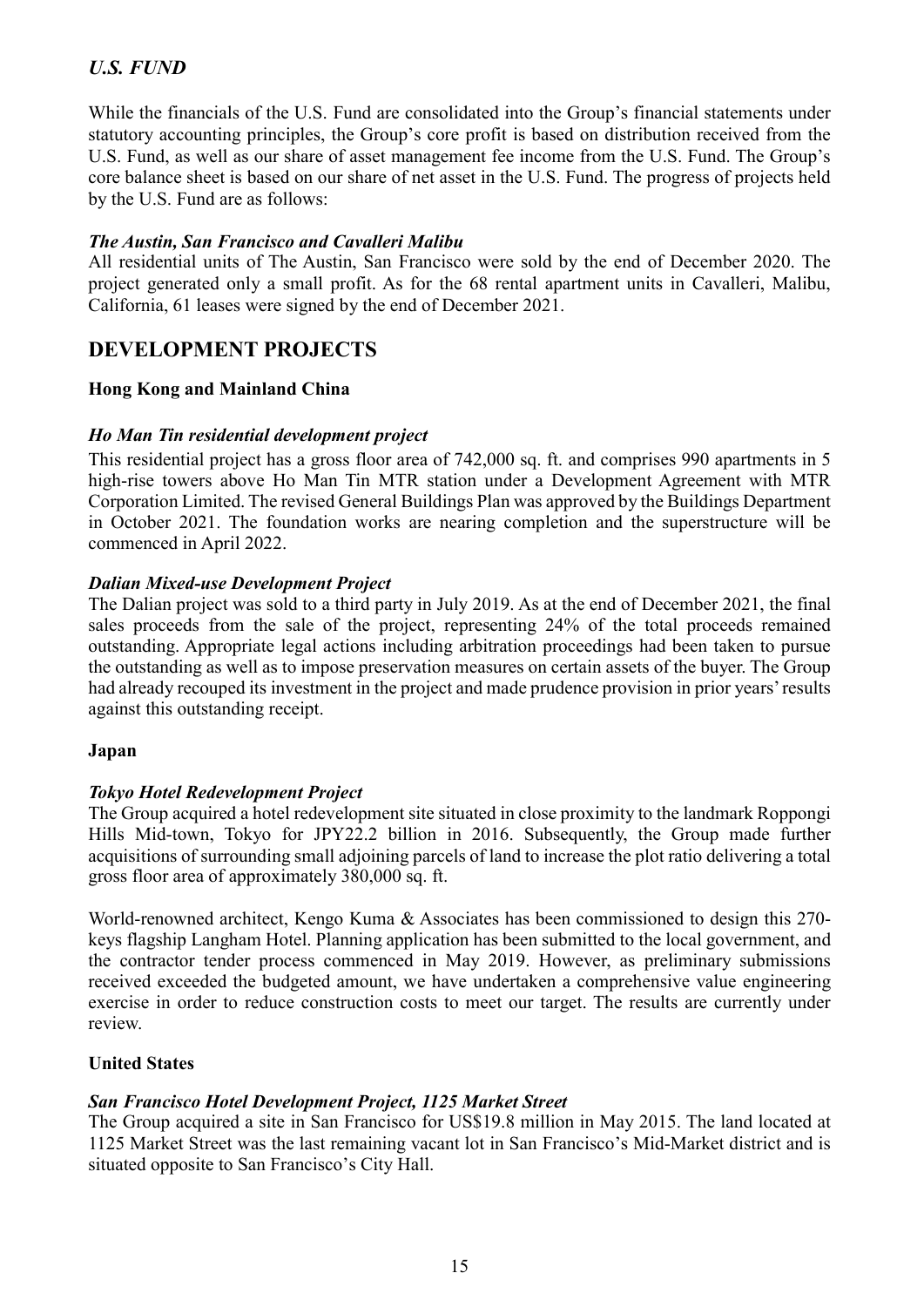## *U.S. FUND*

While the financials of the U.S. Fund are consolidated into the Group's financial statements under statutory accounting principles, the Group's core profit is based on distribution received from the U.S. Fund, as well as our share of asset management fee income from the U.S. Fund. The Group's core balance sheet is based on our share of net asset in the U.S. Fund. The progress of projects held by the U.S. Fund are as follows:

***The Austin, San Francisco and Cavalleri Malibu***

All residential units of The Austin, San Francisco were sold by the end of December 2020. The project generated only a small profit. As for the 68 rental apartment units in Cavalleri, Malibu, California, 61 leases were signed by the end of December 2021.

# DEVELOPMENT PROJECTS

### Hong Kong and Mainland China

***Ho Man Tin residential development project***

This residential project has a gross floor area of 742,000 sq. ft. and comprises 990 apartments in 5 high-rise towers above Ho Man Tin MTR station under a Development Agreement with MTR Corporation Limited. The revised General Buildings Plan was approved by the Buildings Department in October 2021. The foundation works are nearing completion and the superstructure will be commenced in April 2022.

***Dalian Mixed-use Development Project***

The Dalian project was sold to a third party in July 2019. As at the end of December 2021, the final sales proceeds from the sale of the project, representing 24% of the total proceeds remained outstanding. Appropriate legal actions including arbitration proceedings had been taken to pursue the outstanding as well as to impose preservation measures on certain assets of the buyer. The Group had already recouped its investment in the project and made prudence provision in prior years' results against this outstanding receipt.

### Japan

***Tokyo Hotel Redevelopment Project***

The Group acquired a hotel redevelopment site situated in close proximity to the landmark Roppongi Hills Mid-town, Tokyo for JPY22.2 billion in 2016. Subsequently, the Group made further acquisitions of surrounding small adjoining parcels of land to increase the plot ratio delivering a total gross floor area of approximately 380,000 sq. ft.

World-renowned architect, Kengo Kuma & Associates has been commissioned to design this 270-keys flagship Langham Hotel. Planning application has been submitted to the local government, and the contractor tender process commenced in May 2019. However, as preliminary submissions received exceeded the budgeted amount, we have undertaken a comprehensive value engineering exercise in order to reduce construction costs to meet our target. The results are currently under review.

### United States

***San Francisco Hotel Development Project, 1125 Market Street***

The Group acquired a site in San Francisco for US$19.8 million in May 2015. The land located at 1125 Market Street was the last remaining vacant lot in San Francisco's Mid-Market district and is situated opposite to San Francisco's City Hall.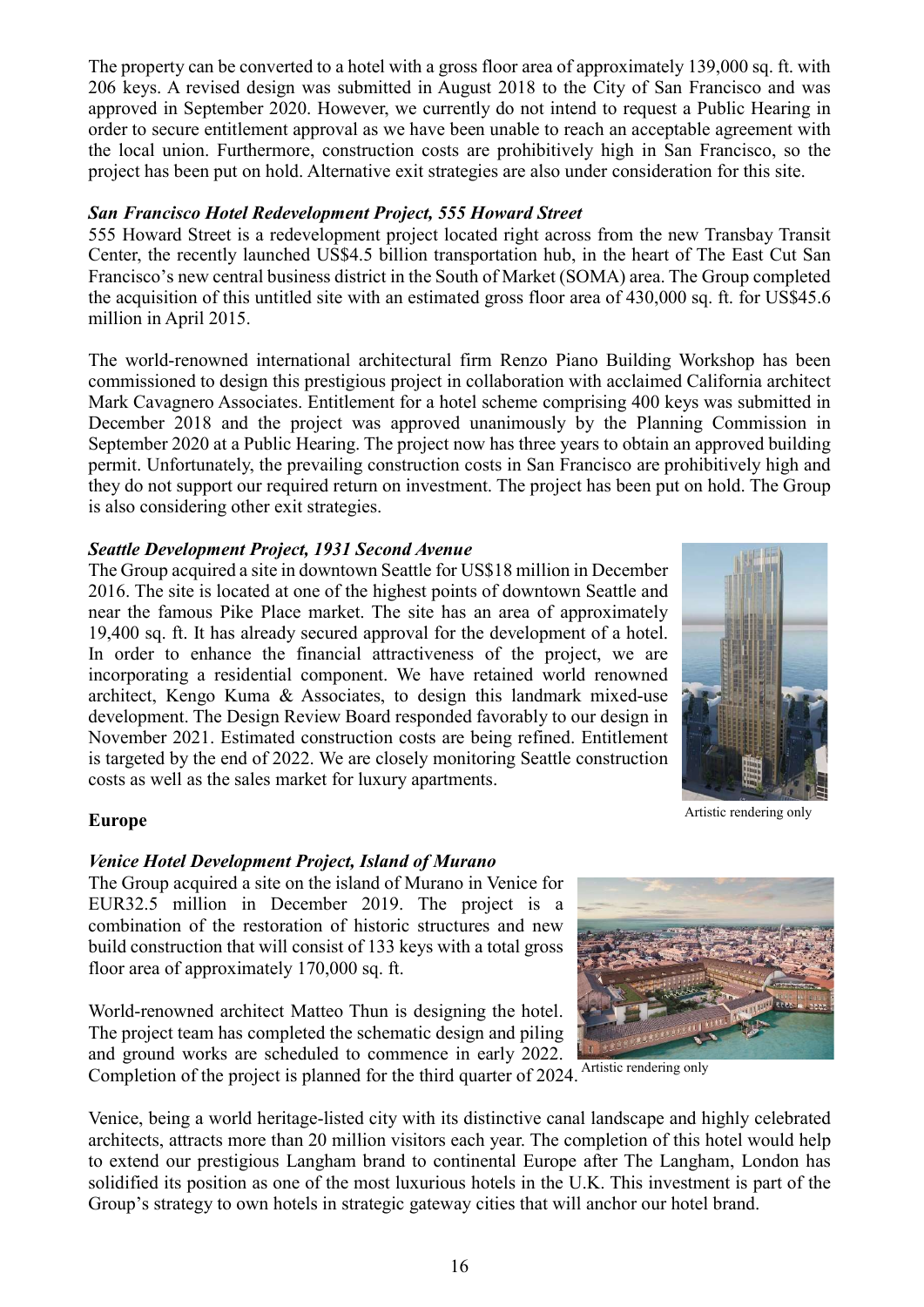The property can be converted to a hotel with a gross floor area of approximately 139,000 sq. ft. with 206 keys. A revised design was submitted in August 2018 to the City of San Francisco and was approved in September 2020. However, we currently do not intend to request a Public Hearing in order to secure entitlement approval as we have been unable to reach an acceptable agreement with the local union. Furthermore, construction costs are prohibitively high in San Francisco, so the project has been put on hold. Alternative exit strategies are also under consideration for this site.

***San Francisco Hotel Redevelopment Project, 555 Howard Street***

555 Howard Street is a redevelopment project located right across from the new Transbay Transit Center, the recently launched US$4.5 billion transportation hub, in the heart of The East Cut San Francisco's new central business district in the South of Market (SOMA) area. The Group completed the acquisition of this untitled site with an estimated gross floor area of 430,000 sq. ft. for US$45.6 million in April 2015.

The world-renowned international architectural firm Renzo Piano Building Workshop has been commissioned to design this prestigious project in collaboration with acclaimed California architect Mark Cavagnero Associates. Entitlement for a hotel scheme comprising 400 keys was submitted in December 2018 and the project was approved unanimously by the Planning Commission in September 2020 at a Public Hearing. The project now has three years to obtain an approved building permit. Unfortunately, the prevailing construction costs in San Francisco are prohibitively high and they do not support our required return on investment. The project has been put on hold. The Group is also considering other exit strategies.

***Seattle Development Project, 1931 Second Avenue***

The Group acquired a site in downtown Seattle for US$18 million in December 2016. The site is located at one of the highest points of downtown Seattle and near the famous Pike Place market. The site has an area of approximately 19,400 sq. ft. It has already secured approval for the development of a hotel. In order to enhance the financial attractiveness of the project, we are incorporating a residential component. We have retained world renowned architect, Kengo Kuma & Associates, to design this landmark mixed-use development. The Design Review Board responded favorably to our design in November 2021. Estimated construction costs are being refined. Entitlement is targeted by the end of 2022. We are closely monitoring Seattle construction costs as well as the sales market for luxury apartments.

Artistic rendering only

**Europe**

***Venice Hotel Development Project, Island of Murano***

The Group acquired a site on the island of Murano in Venice for EUR32.5 million in December 2019. The project is a combination of the restoration of historic structures and new build construction that will consist of 133 keys with a total gross floor area of approximately 170,000 sq. ft.

World-renowned architect Matteo Thun is designing the hotel. The project team has completed the schematic design and piling and ground works are scheduled to commence in early 2022. Completion of the project is planned for the third quarter of 2024.

Artistic rendering only

Venice, being a world heritage-listed city with its distinctive canal landscape and highly celebrated architects, attracts more than 20 million visitors each year. The completion of this hotel would help to extend our prestigious Langham brand to continental Europe after The Langham, London has solidified its position as one of the most luxurious hotels in the U.K. This investment is part of the Group's strategy to own hotels in strategic gateway cities that will anchor our hotel brand.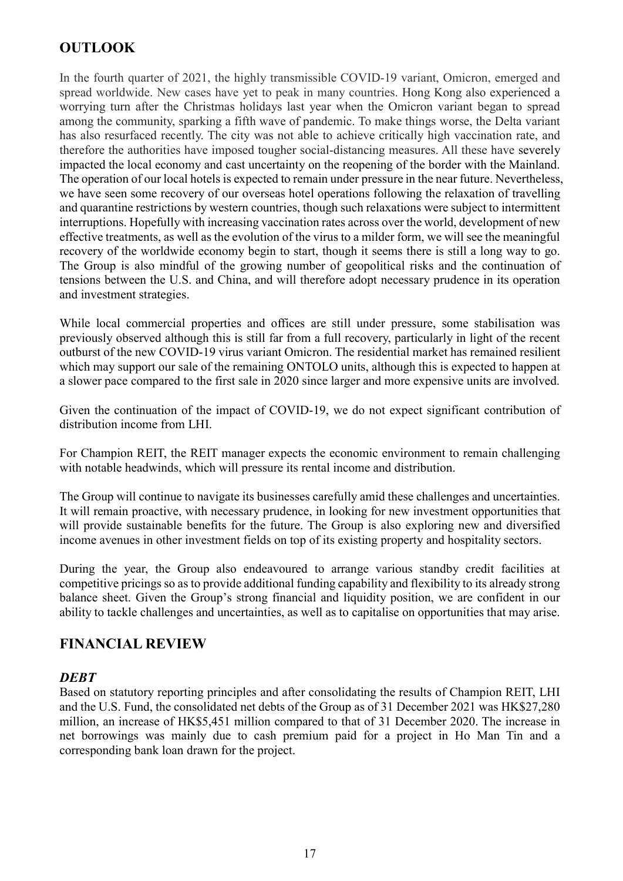## OUTLOOK

In the fourth quarter of 2021, the highly transmissible COVID-19 variant, Omicron, emerged and spread worldwide. New cases have yet to peak in many countries. Hong Kong also experienced a worrying turn after the Christmas holidays last year when the Omicron variant began to spread among the community, sparking a fifth wave of pandemic. To make things worse, the Delta variant has also resurfaced recently. The city was not able to achieve critically high vaccination rate, and therefore the authorities have imposed tougher social-distancing measures. All these have severely impacted the local economy and cast uncertainty on the reopening of the border with the Mainland. The operation of our local hotels is expected to remain under pressure in the near future. Nevertheless, we have seen some recovery of our overseas hotel operations following the relaxation of travelling and quarantine restrictions by western countries, though such relaxations were subject to intermittent interruptions. Hopefully with increasing vaccination rates across over the world, development of new effective treatments, as well as the evolution of the virus to a milder form, we will see the meaningful recovery of the worldwide economy begin to start, though it seems there is still a long way to go. The Group is also mindful of the growing number of geopolitical risks and the continuation of tensions between the U.S. and China, and will therefore adopt necessary prudence in its operation and investment strategies.

While local commercial properties and offices are still under pressure, some stabilisation was previously observed although this is still far from a full recovery, particularly in light of the recent outburst of the new COVID-19 virus variant Omicron. The residential market has remained resilient which may support our sale of the remaining ONTOLO units, although this is expected to happen at a slower pace compared to the first sale in 2020 since larger and more expensive units are involved.

Given the continuation of the impact of COVID-19, we do not expect significant contribution of distribution income from LHI.

For Champion REIT, the REIT manager expects the economic environment to remain challenging with notable headwinds, which will pressure its rental income and distribution.

The Group will continue to navigate its businesses carefully amid these challenges and uncertainties. It will remain proactive, with necessary prudence, in looking for new investment opportunities that will provide sustainable benefits for the future. The Group is also exploring new and diversified income avenues in other investment fields on top of its existing property and hospitality sectors.

During the year, the Group also endeavoured to arrange various standby credit facilities at competitive pricings so as to provide additional funding capability and flexibility to its already strong balance sheet. Given the Group's strong financial and liquidity position, we are confident in our ability to tackle challenges and uncertainties, as well as to capitalise on opportunities that may arise.

## FINANCIAL REVIEW

### *DEBT*

Based on statutory reporting principles and after consolidating the results of Champion REIT, LHI and the U.S. Fund, the consolidated net debts of the Group as of 31 December 2021 was HK$27,280 million, an increase of HK$5,451 million compared to that of 31 December 2020. The increase in net borrowings was mainly due to cash premium paid for a project in Ho Man Tin and a corresponding bank loan drawn for the project.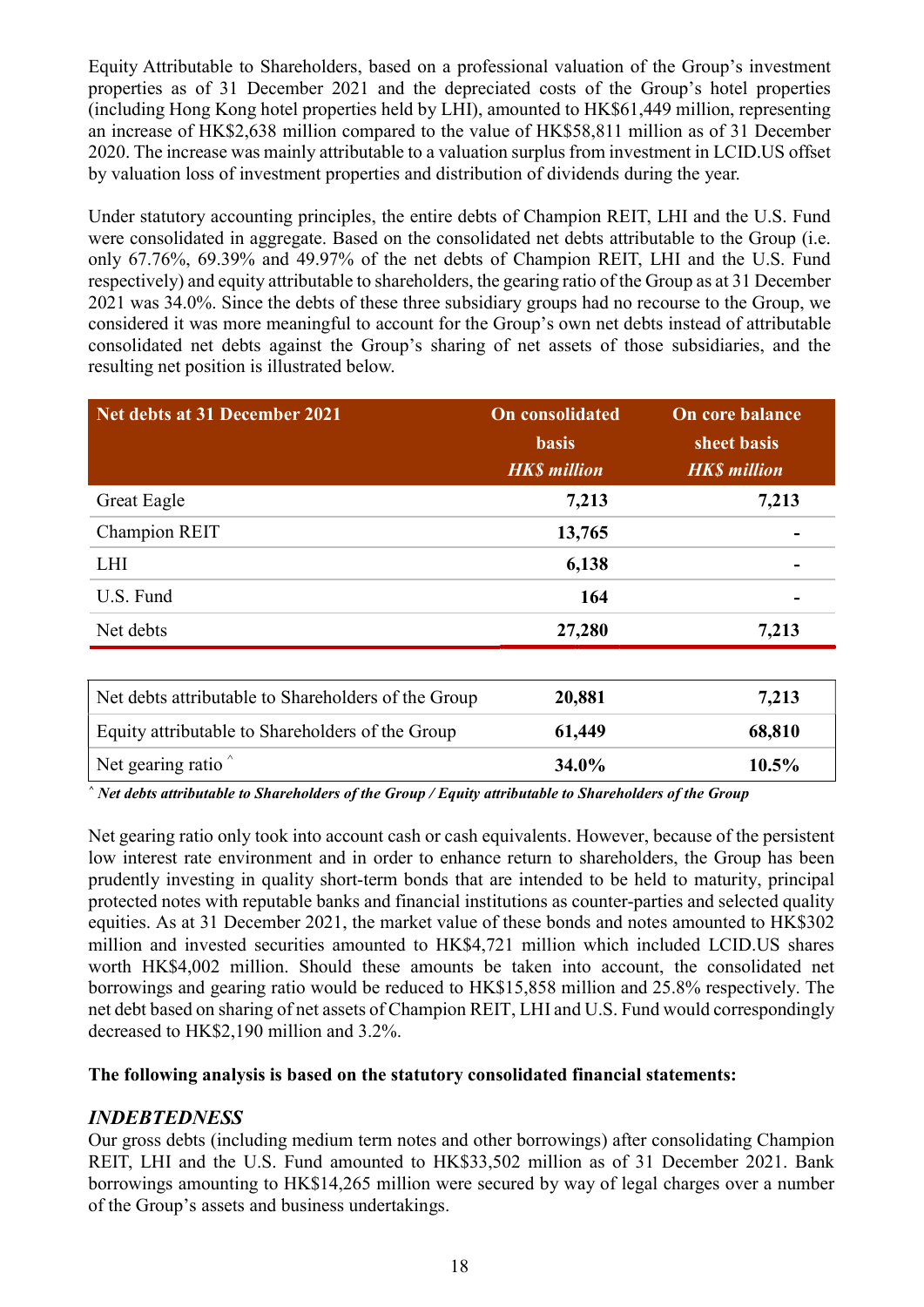Equity Attributable to Shareholders, based on a professional valuation of the Group's investment properties as of 31 December 2021 and the depreciated costs of the Group's hotel properties (including Hong Kong hotel properties held by LHI), amounted to HK$61,449 million, representing an increase of HK$2,638 million compared to the value of HK$58,811 million as of 31 December 2020. The increase was mainly attributable to a valuation surplus from investment in LCID.US offset by valuation loss of investment properties and distribution of dividends during the year.

Under statutory accounting principles, the entire debts of Champion REIT, LHI and the U.S. Fund were consolidated in aggregate. Based on the consolidated net debts attributable to the Group (i.e. only 67.76%, 69.39% and 49.97% of the net debts of Champion REIT, LHI and the U.S. Fund respectively) and equity attributable to shareholders, the gearing ratio of the Group as at 31 December 2021 was 34.0%. Since the debts of these three subsidiary groups had no recourse to the Group, we considered it was more meaningful to account for the Group's own net debts instead of attributable consolidated net debts against the Group's sharing of net assets of those subsidiaries, and the resulting net position is illustrated below.

| Net debts at 31 December 2021 | On consolidated basis *HK$ million* | On core balance sheet basis *HK$ million* |
|---|---|---|
| Great Eagle | **7,213** | **7,213** |
| Champion REIT | **13,765** | **-** |
| LHI | **6,138** | **-** |
| U.S. Fund | **164** | **-** |
| Net debts | **27,280** | **7,213** |

| | | |
|---|---|---|
| Net debts attributable to Shareholders of the Group | **20,881** | **7,213** |
| Equity attributable to Shareholders of the Group | **61,449** | **68,810** |
| Net gearing ratio ^ | **34.0%** | **10.5%** |

^ ***Net debts attributable to Shareholders of the Group / Equity attributable to Shareholders of the Group***

Net gearing ratio only took into account cash or cash equivalents. However, because of the persistent low interest rate environment and in order to enhance return to shareholders, the Group has been prudently investing in quality short-term bonds that are intended to be held to maturity, principal protected notes with reputable banks and financial institutions as counter-parties and selected quality equities. As at 31 December 2021, the market value of these bonds and notes amounted to HK$302 million and invested securities amounted to HK$4,721 million which included LCID.US shares worth HK$4,002 million. Should these amounts be taken into account, the consolidated net borrowings and gearing ratio would be reduced to HK$15,858 million and 25.8% respectively. The net debt based on sharing of net assets of Champion REIT, LHI and U.S. Fund would correspondingly decreased to HK$2,190 million and 3.2%.

**The following analysis is based on the statutory consolidated financial statements:**

### *INDEBTEDNESS*

Our gross debts (including medium term notes and other borrowings) after consolidating Champion REIT, LHI and the U.S. Fund amounted to HK$33,502 million as of 31 December 2021. Bank borrowings amounting to HK$14,265 million were secured by way of legal charges over a number of the Group's assets and business undertakings.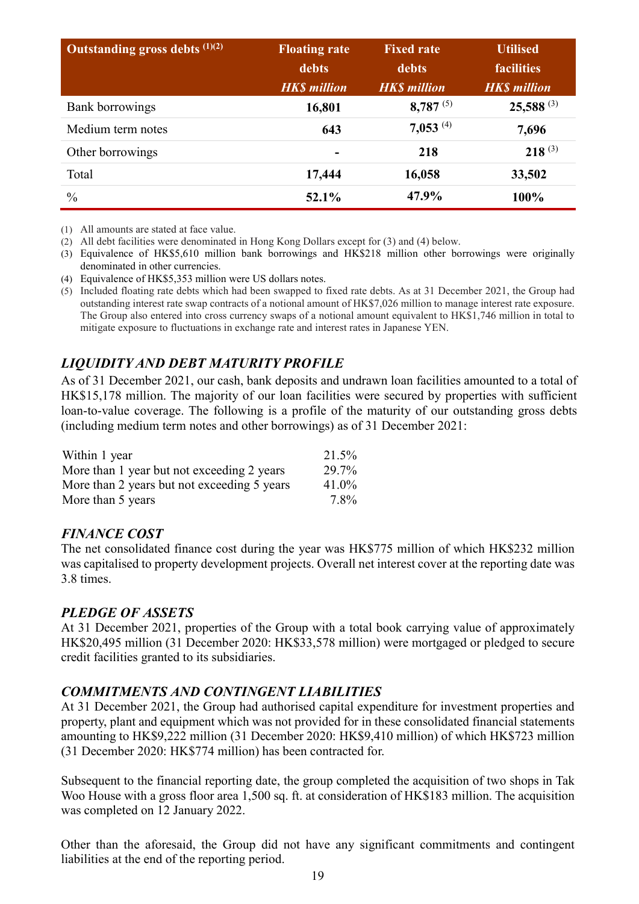| Outstanding gross debts [1][2] | Floating rate debts *HK$ million* | Fixed rate debts *HK$ million* | Utilised facilities *HK$ million* |
|---|---|---|---|
| Bank borrowings | **16,801** | **8,787** [5] | **25,588** [3] |
| Medium term notes | **643** | **7,053** [4] | **7,696** |
| Other borrowings | **-** | **218** | **218** [3] |
| Total | **17,444** | **16,058** | **33,502** |
| % | **52.1%** | **47.9%** | **100%** |

(1) All amounts are stated at face value.
(2) All debt facilities were denominated in Hong Kong Dollars except for (3) and (4) below.
(3) Equivalence of HK$5,610 million bank borrowings and HK$218 million other borrowings were originally denominated in other currencies.
(4) Equivalence of HK$5,353 million were US dollars notes.
(5) Included floating rate debts which had been swapped to fixed rate debts. As at 31 December 2021, the Group had outstanding interest rate swap contracts of a notional amount of HK$7,026 million to manage interest rate exposure. The Group also entered into cross currency swaps of a notional amount equivalent to HK$1,746 million in total to mitigate exposure to fluctuations in exchange rate and interest rates in Japanese YEN.

## *LIQUIDITY AND DEBT MATURITY PROFILE*

As of 31 December 2021, our cash, bank deposits and undrawn loan facilities amounted to a total of HK$15,178 million. The majority of our loan facilities were secured by properties with sufficient loan-to-value coverage. The following is a profile of the maturity of our outstanding gross debts (including medium term notes and other borrowings) as of 31 December 2021:

| | |
|---|---|
| Within 1 year | 21.5% |
| More than 1 year but not exceeding 2 years | 29.7% |
| More than 2 years but not exceeding 5 years | 41.0% |
| More than 5 years | 7.8% |

## *FINANCE COST*

The net consolidated finance cost during the year was HK$775 million of which HK$232 million was capitalised to property development projects. Overall net interest cover at the reporting date was 3.8 times.

## *PLEDGE OF ASSETS*

At 31 December 2021, properties of the Group with a total book carrying value of approximately HK$20,495 million (31 December 2020: HK$33,578 million) were mortgaged or pledged to secure credit facilities granted to its subsidiaries.

## *COMMITMENTS AND CONTINGENT LIABILITIES*

At 31 December 2021, the Group had authorised capital expenditure for investment properties and property, plant and equipment which was not provided for in these consolidated financial statements amounting to HK$9,222 million (31 December 2020: HK$9,410 million) of which HK$723 million (31 December 2020: HK$774 million) has been contracted for.

Subsequent to the financial reporting date, the group completed the acquisition of two shops in Tak Woo House with a gross floor area 1,500 sq. ft. at consideration of HK$183 million. The acquisition was completed on 12 January 2022.

Other than the aforesaid, the Group did not have any significant commitments and contingent liabilities at the end of the reporting period.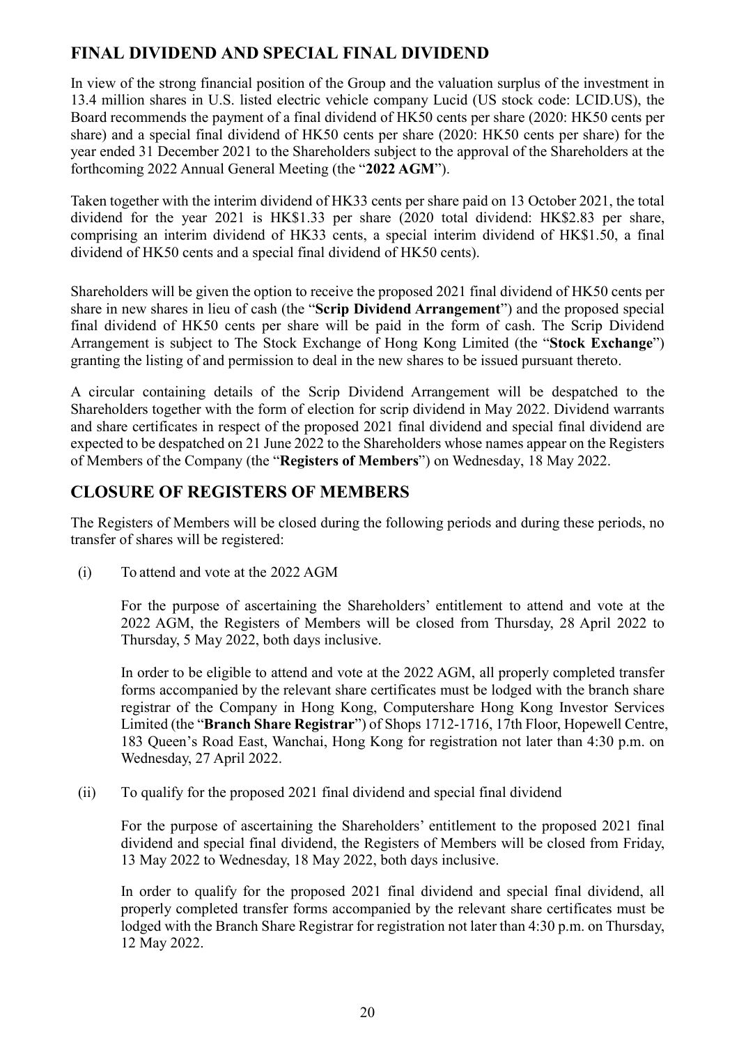## FINAL DIVIDEND AND SPECIAL FINAL DIVIDEND

In view of the strong financial position of the Group and the valuation surplus of the investment in 13.4 million shares in U.S. listed electric vehicle company Lucid (US stock code: LCID.US), the Board recommends the payment of a final dividend of HK50 cents per share (2020: HK50 cents per share) and a special final dividend of HK50 cents per share (2020: HK50 cents per share) for the year ended 31 December 2021 to the Shareholders subject to the approval of the Shareholders at the forthcoming 2022 Annual General Meeting (the "**2022 AGM**").

Taken together with the interim dividend of HK33 cents per share paid on 13 October 2021, the total dividend for the year 2021 is HK$1.33 per share (2020 total dividend: HK$2.83 per share, comprising an interim dividend of HK33 cents, a special interim dividend of HK$1.50, a final dividend of HK50 cents and a special final dividend of HK50 cents).

Shareholders will be given the option to receive the proposed 2021 final dividend of HK50 cents per share in new shares in lieu of cash (the "**Scrip Dividend Arrangement**") and the proposed special final dividend of HK50 cents per share will be paid in the form of cash. The Scrip Dividend Arrangement is subject to The Stock Exchange of Hong Kong Limited (the "**Stock Exchange**") granting the listing of and permission to deal in the new shares to be issued pursuant thereto.

A circular containing details of the Scrip Dividend Arrangement will be despatched to the Shareholders together with the form of election for scrip dividend in May 2022. Dividend warrants and share certificates in respect of the proposed 2021 final dividend and special final dividend are expected to be despatched on 21 June 2022 to the Shareholders whose names appear on the Registers of Members of the Company (the "**Registers of Members**") on Wednesday, 18 May 2022.

## CLOSURE OF REGISTERS OF MEMBERS

The Registers of Members will be closed during the following periods and during these periods, no transfer of shares will be registered:

(i) To attend and vote at the 2022 AGM

For the purpose of ascertaining the Shareholders' entitlement to attend and vote at the 2022 AGM, the Registers of Members will be closed from Thursday, 28 April 2022 to Thursday, 5 May 2022, both days inclusive.

In order to be eligible to attend and vote at the 2022 AGM, all properly completed transfer forms accompanied by the relevant share certificates must be lodged with the branch share registrar of the Company in Hong Kong, Computershare Hong Kong Investor Services Limited (the "**Branch Share Registrar**") of Shops 1712-1716, 17th Floor, Hopewell Centre, 183 Queen's Road East, Wanchai, Hong Kong for registration not later than 4:30 p.m. on Wednesday, 27 April 2022.

(ii) To qualify for the proposed 2021 final dividend and special final dividend

For the purpose of ascertaining the Shareholders' entitlement to the proposed 2021 final dividend and special final dividend, the Registers of Members will be closed from Friday, 13 May 2022 to Wednesday, 18 May 2022, both days inclusive.

In order to qualify for the proposed 2021 final dividend and special final dividend, all properly completed transfer forms accompanied by the relevant share certificates must be lodged with the Branch Share Registrar for registration not later than 4:30 p.m. on Thursday, 12 May 2022.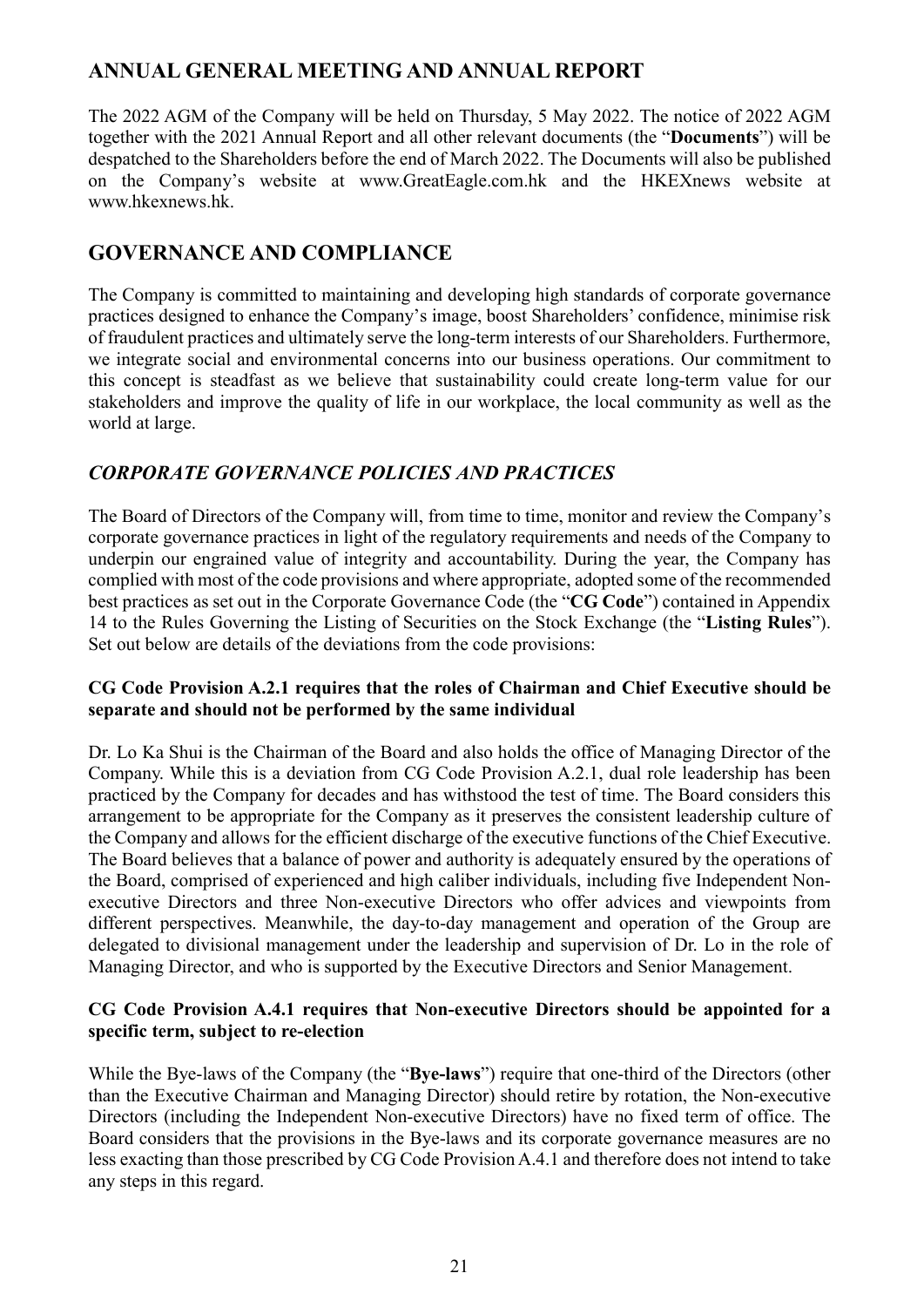## ANNUAL GENERAL MEETING AND ANNUAL REPORT

The 2022 AGM of the Company will be held on Thursday, 5 May 2022. The notice of 2022 AGM together with the 2021 Annual Report and all other relevant documents (the "**Documents**") will be despatched to the Shareholders before the end of March 2022. The Documents will also be published on the Company's website at www.GreatEagle.com.hk and the HKEXnews website at www.hkexnews.hk.

## GOVERNANCE AND COMPLIANCE

The Company is committed to maintaining and developing high standards of corporate governance practices designed to enhance the Company's image, boost Shareholders' confidence, minimise risk of fraudulent practices and ultimately serve the long-term interests of our Shareholders. Furthermore, we integrate social and environmental concerns into our business operations. Our commitment to this concept is steadfast as we believe that sustainability could create long-term value for our stakeholders and improve the quality of life in our workplace, the local community as well as the world at large.

### *CORPORATE GOVERNANCE POLICIES AND PRACTICES*

The Board of Directors of the Company will, from time to time, monitor and review the Company's corporate governance practices in light of the regulatory requirements and needs of the Company to underpin our engrained value of integrity and accountability. During the year, the Company has complied with most of the code provisions and where appropriate, adopted some of the recommended best practices as set out in the Corporate Governance Code (the "**CG Code**") contained in Appendix 14 to the Rules Governing the Listing of Securities on the Stock Exchange (the "**Listing Rules**"). Set out below are details of the deviations from the code provisions:

**CG Code Provision A.2.1 requires that the roles of Chairman and Chief Executive should be separate and should not be performed by the same individual**

Dr. Lo Ka Shui is the Chairman of the Board and also holds the office of Managing Director of the Company. While this is a deviation from CG Code Provision A.2.1, dual role leadership has been practiced by the Company for decades and has withstood the test of time. The Board considers this arrangement to be appropriate for the Company as it preserves the consistent leadership culture of the Company and allows for the efficient discharge of the executive functions of the Chief Executive. The Board believes that a balance of power and authority is adequately ensured by the operations of the Board, comprised of experienced and high caliber individuals, including five Independent Non-executive Directors and three Non-executive Directors who offer advices and viewpoints from different perspectives. Meanwhile, the day-to-day management and operation of the Group are delegated to divisional management under the leadership and supervision of Dr. Lo in the role of Managing Director, and who is supported by the Executive Directors and Senior Management.

**CG Code Provision A.4.1 requires that Non-executive Directors should be appointed for a specific term, subject to re-election**

While the Bye-laws of the Company (the "**Bye-laws**") require that one-third of the Directors (other than the Executive Chairman and Managing Director) should retire by rotation, the Non-executive Directors (including the Independent Non-executive Directors) have no fixed term of office. The Board considers that the provisions in the Bye-laws and its corporate governance measures are no less exacting than those prescribed by CG Code Provision A.4.1 and therefore does not intend to take any steps in this regard.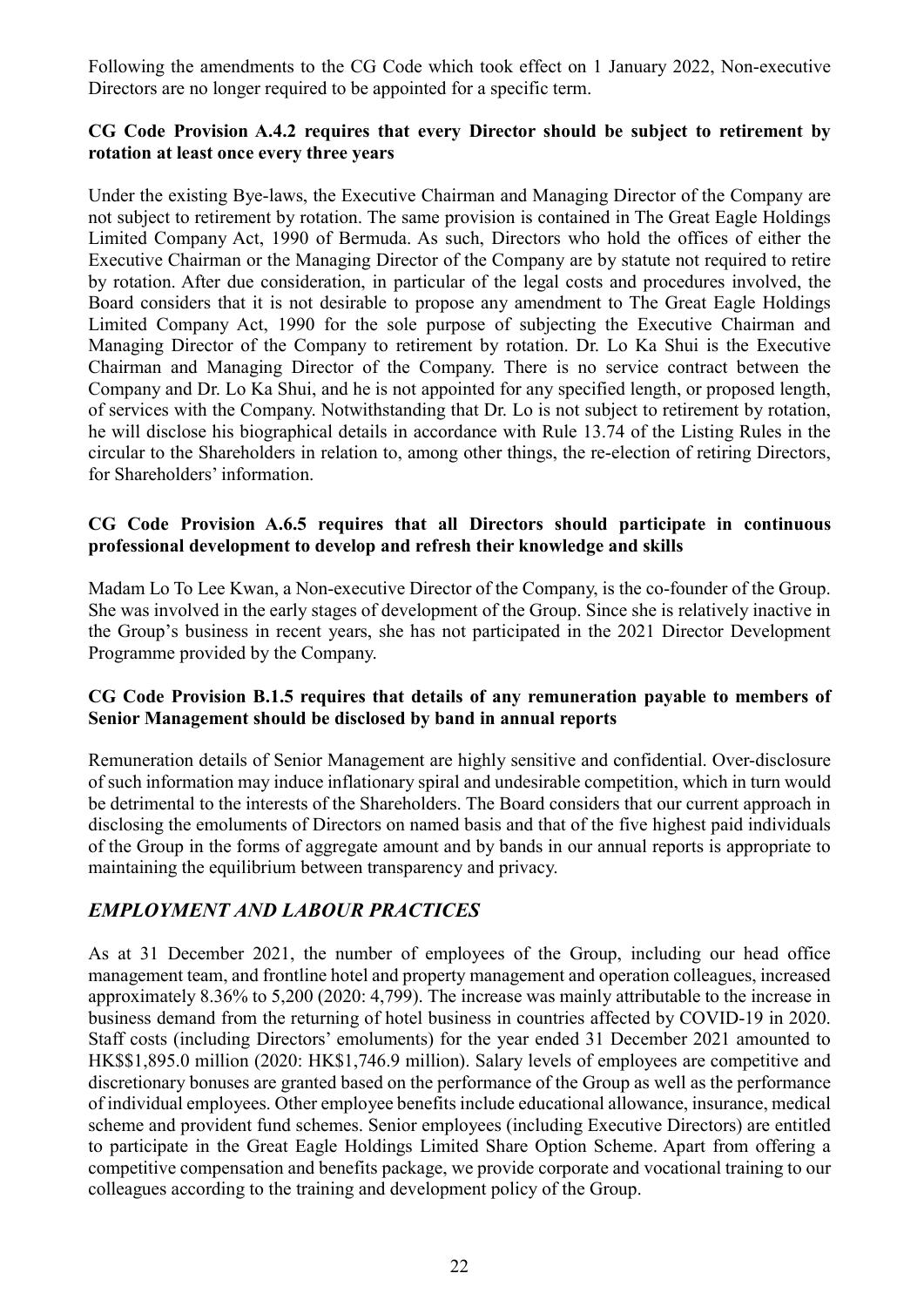Following the amendments to the CG Code which took effect on 1 January 2022, Non-executive Directors are no longer required to be appointed for a specific term.

**CG Code Provision A.4.2 requires that every Director should be subject to retirement by rotation at least once every three years**

Under the existing Bye-laws, the Executive Chairman and Managing Director of the Company are not subject to retirement by rotation. The same provision is contained in The Great Eagle Holdings Limited Company Act, 1990 of Bermuda. As such, Directors who hold the offices of either the Executive Chairman or the Managing Director of the Company are by statute not required to retire by rotation. After due consideration, in particular of the legal costs and procedures involved, the Board considers that it is not desirable to propose any amendment to The Great Eagle Holdings Limited Company Act, 1990 for the sole purpose of subjecting the Executive Chairman and Managing Director of the Company to retirement by rotation. Dr. Lo Ka Shui is the Executive Chairman and Managing Director of the Company. There is no service contract between the Company and Dr. Lo Ka Shui, and he is not appointed for any specified length, or proposed length, of services with the Company. Notwithstanding that Dr. Lo is not subject to retirement by rotation, he will disclose his biographical details in accordance with Rule 13.74 of the Listing Rules in the circular to the Shareholders in relation to, among other things, the re-election of retiring Directors, for Shareholders' information.

**CG Code Provision A.6.5 requires that all Directors should participate in continuous professional development to develop and refresh their knowledge and skills**

Madam Lo To Lee Kwan, a Non-executive Director of the Company, is the co-founder of the Group. She was involved in the early stages of development of the Group. Since she is relatively inactive in the Group's business in recent years, she has not participated in the 2021 Director Development Programme provided by the Company.

**CG Code Provision B.1.5 requires that details of any remuneration payable to members of Senior Management should be disclosed by band in annual reports**

Remuneration details of Senior Management are highly sensitive and confidential. Over-disclosure of such information may induce inflationary spiral and undesirable competition, which in turn would be detrimental to the interests of the Shareholders. The Board considers that our current approach in disclosing the emoluments of Directors on named basis and that of the five highest paid individuals of the Group in the forms of aggregate amount and by bands in our annual reports is appropriate to maintaining the equilibrium between transparency and privacy.

## *EMPLOYMENT AND LABOUR PRACTICES*

As at 31 December 2021, the number of employees of the Group, including our head office management team, and frontline hotel and property management and operation colleagues, increased approximately 8.36% to 5,200 (2020: 4,799). The increase was mainly attributable to the increase in business demand from the returning of hotel business in countries affected by COVID-19 in 2020. Staff costs (including Directors' emoluments) for the year ended 31 December 2021 amounted to HK$$1,895.0 million (2020: HK$1,746.9 million). Salary levels of employees are competitive and discretionary bonuses are granted based on the performance of the Group as well as the performance of individual employees. Other employee benefits include educational allowance, insurance, medical scheme and provident fund schemes. Senior employees (including Executive Directors) are entitled to participate in the Great Eagle Holdings Limited Share Option Scheme. Apart from offering a competitive compensation and benefits package, we provide corporate and vocational training to our colleagues according to the training and development policy of the Group.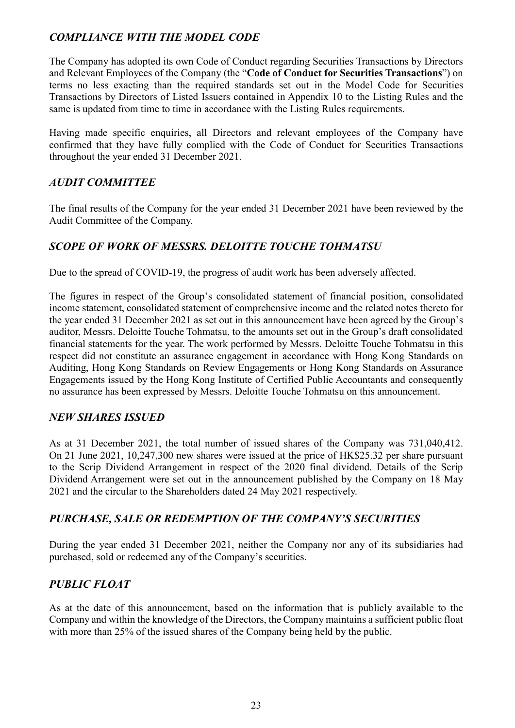## *COMPLIANCE WITH THE MODEL CODE*

The Company has adopted its own Code of Conduct regarding Securities Transactions by Directors and Relevant Employees of the Company (the "**Code of Conduct for Securities Transactions**") on terms no less exacting than the required standards set out in the Model Code for Securities Transactions by Directors of Listed Issuers contained in Appendix 10 to the Listing Rules and the same is updated from time to time in accordance with the Listing Rules requirements.

Having made specific enquiries, all Directors and relevant employees of the Company have confirmed that they have fully complied with the Code of Conduct for Securities Transactions throughout the year ended 31 December 2021.

## *AUDIT COMMITTEE*

The final results of the Company for the year ended 31 December 2021 have been reviewed by the Audit Committee of the Company.

## *SCOPE OF WORK OF MESSRS. DELOITTE TOUCHE TOHMATSU*

Due to the spread of COVID-19, the progress of audit work has been adversely affected.

The figures in respect of the Group's consolidated statement of financial position, consolidated income statement, consolidated statement of comprehensive income and the related notes thereto for the year ended 31 December 2021 as set out in this announcement have been agreed by the Group's auditor, Messrs. Deloitte Touche Tohmatsu, to the amounts set out in the Group's draft consolidated financial statements for the year. The work performed by Messrs. Deloitte Touche Tohmatsu in this respect did not constitute an assurance engagement in accordance with Hong Kong Standards on Auditing, Hong Kong Standards on Review Engagements or Hong Kong Standards on Assurance Engagements issued by the Hong Kong Institute of Certified Public Accountants and consequently no assurance has been expressed by Messrs. Deloitte Touche Tohmatsu on this announcement.

## *NEW SHARES ISSUED*

As at 31 December 2021, the total number of issued shares of the Company was 731,040,412. On 21 June 2021, 10,247,300 new shares were issued at the price of HK$25.32 per share pursuant to the Scrip Dividend Arrangement in respect of the 2020 final dividend. Details of the Scrip Dividend Arrangement were set out in the announcement published by the Company on 18 May 2021 and the circular to the Shareholders dated 24 May 2021 respectively.

## *PURCHASE, SALE OR REDEMPTION OF THE COMPANY'S SECURITIES*

During the year ended 31 December 2021, neither the Company nor any of its subsidiaries had purchased, sold or redeemed any of the Company's securities.

## *PUBLIC FLOAT*

As at the date of this announcement, based on the information that is publicly available to the Company and within the knowledge of the Directors, the Company maintains a sufficient public float with more than 25% of the issued shares of the Company being held by the public.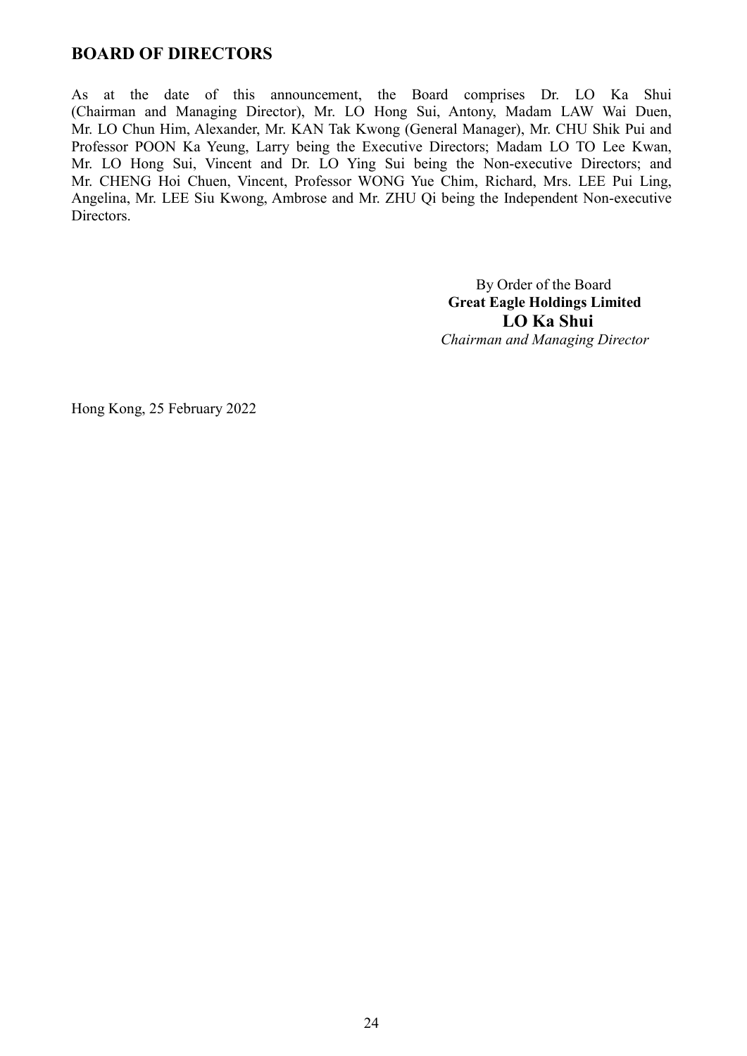## BOARD OF DIRECTORS

As at the date of this announcement, the Board comprises Dr. LO Ka Shui (Chairman and Managing Director), Mr. LO Hong Sui, Antony, Madam LAW Wai Duen, Mr. LO Chun Him, Alexander, Mr. KAN Tak Kwong (General Manager), Mr. CHU Shik Pui and Professor POON Ka Yeung, Larry being the Executive Directors; Madam LO TO Lee Kwan, Mr. LO Hong Sui, Vincent and Dr. LO Ying Sui being the Non-executive Directors; and Mr. CHENG Hoi Chuen, Vincent, Professor WONG Yue Chim, Richard, Mrs. LEE Pui Ling, Angelina, Mr. LEE Siu Kwong, Ambrose and Mr. ZHU Qi being the Independent Non-executive Directors.

By Order of the Board
**Great Eagle Holdings Limited**
**LO Ka Shui**
*Chairman and Managing Director*

Hong Kong, 25 February 2022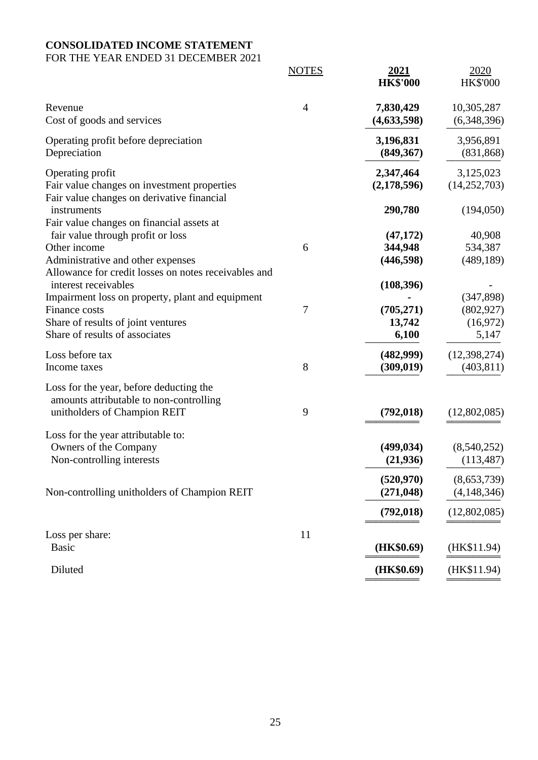# CONSOLIDATED INCOME STATEMENT

FOR THE YEAR ENDED 31 DECEMBER 2021

| | NOTES | 2021 HK$'000 | 2020 HK$'000 |
|---|---|---|---|
| Revenue | 4 | **7,830,429** | 10,305,287 |
| Cost of goods and services | | **(4,633,598)** | (6,348,396) |
| Operating profit before depreciation | | **3,196,831** | 3,956,891 |
| Depreciation | | **(849,367)** | (831,868) |
| Operating profit | | **2,347,464** | 3,125,023 |
| Fair value changes on investment properties | | **(2,178,596)** | (14,252,703) |
| Fair value changes on derivative financial instruments | | **290,780** | (194,050) |
| Fair value changes on financial assets at fair value through profit or loss | | **(47,172)** | 40,908 |
| Other income | 6 | **344,948** | 534,387 |
| Administrative and other expenses | | **(446,598)** | (489,189) |
| Allowance for credit losses on notes receivables and interest receivables | | **(108,396)** | - |
| Impairment loss on property, plant and equipment | | **-** | (347,898) |
| Finance costs | 7 | **(705,271)** | (802,927) |
| Share of results of joint ventures | | **13,742** | (16,972) |
| Share of results of associates | | **6,100** | 5,147 |
| Loss before tax | | **(482,999)** | (12,398,274) |
| Income taxes | 8 | **(309,019)** | (403,811) |
| Loss for the year, before deducting the amounts attributable to non-controlling unitholders of Champion REIT | 9 | **(792,018)** | (12,802,085) |
| Loss for the year attributable to: | | | |
| Owners of the Company | | **(499,034)** | (8,540,252) |
| Non-controlling interests | | **(21,936)** | (113,487) |
| | | **(520,970)** | (8,653,739) |
| Non-controlling unitholders of Champion REIT | | **(271,048)** | (4,148,346) |
| | | **(792,018)** | (12,802,085) |
| Loss per share: | 11 | | |
| Basic | | **(HK$0.69)** | (HK$11.94) |
| Diluted | | **(HK$0.69)** | (HK$11.94) |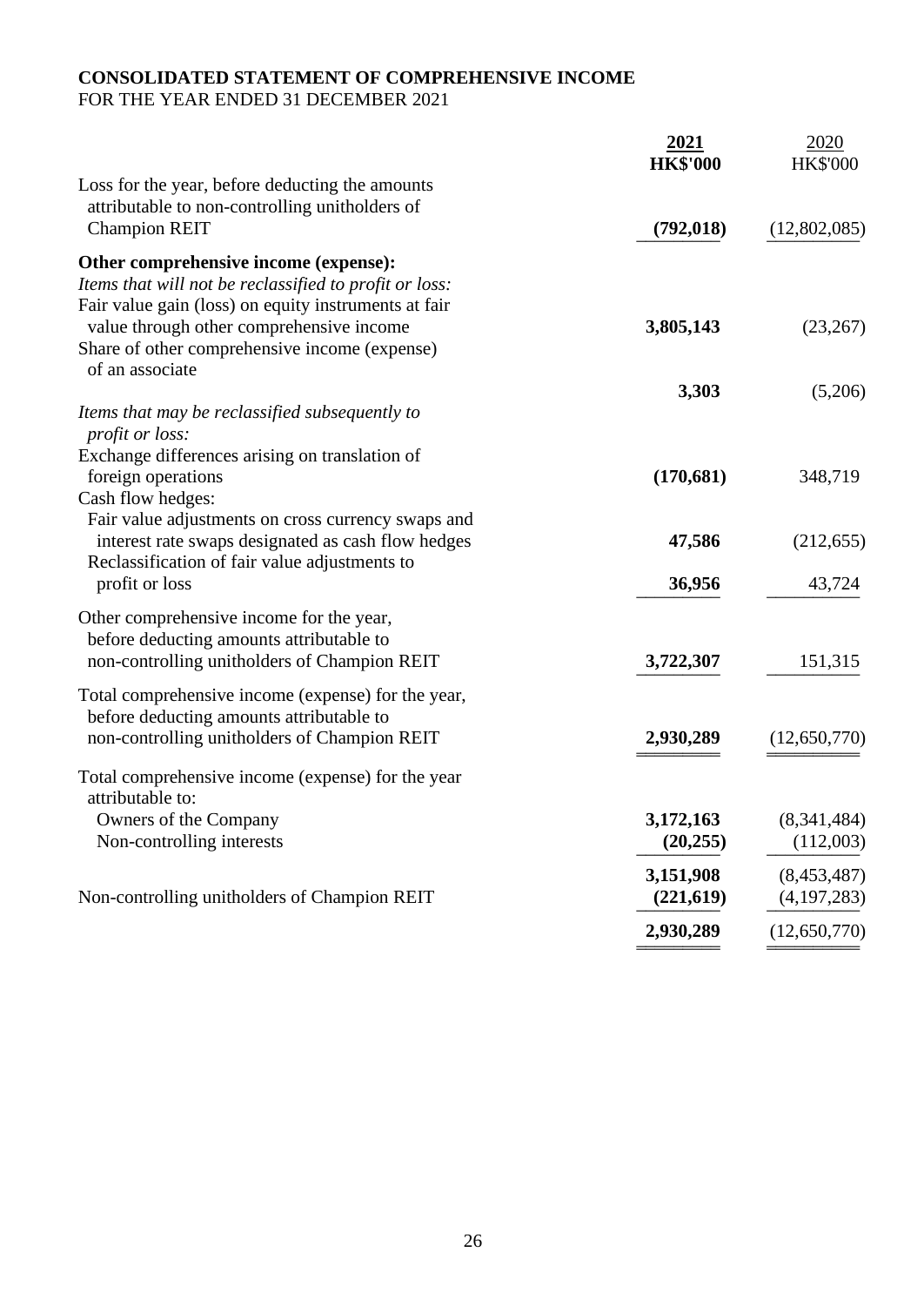**CONSOLIDATED STATEMENT OF COMPREHENSIVE INCOME**
FOR THE YEAR ENDED 31 DECEMBER 2021

| | **2021** | 2020 |
|---|---|---|
| | **HK$'000** | HK$'000 |
| Loss for the year, before deducting the amounts attributable to non-controlling unitholders of Champion REIT | **(792,018)** | (12,802,085) |
| **Other comprehensive income (expense):** | | |
| *Items that will not be reclassified to profit or loss:* | | |
| Fair value gain (loss) on equity instruments at fair value through other comprehensive income | **3,805,143** | (23,267) |
| Share of other comprehensive income (expense) of an associate | **3,303** | (5,206) |
| *Items that may be reclassified subsequently to profit or loss:* | | |
| Exchange differences arising on translation of foreign operations | **(170,681)** | 348,719 |
| Cash flow hedges: | | |
| Fair value adjustments on cross currency swaps and interest rate swaps designated as cash flow hedges | **47,586** | (212,655) |
| Reclassification of fair value adjustments to profit or loss | **36,956** | 43,724 |
| Other comprehensive income for the year, before deducting amounts attributable to non-controlling unitholders of Champion REIT | **3,722,307** | 151,315 |
| Total comprehensive income (expense) for the year, before deducting amounts attributable to non-controlling unitholders of Champion REIT | **2,930,289** | (12,650,770) |
| Total comprehensive income (expense) for the year attributable to: | | |
| Owners of the Company | **3,172,163** | (8,341,484) |
| Non-controlling interests | **(20,255)** | (112,003) |
| | **3,151,908** | (8,453,487) |
| Non-controlling unitholders of Champion REIT | **(221,619)** | (4,197,283) |
| | **2,930,289** | (12,650,770) |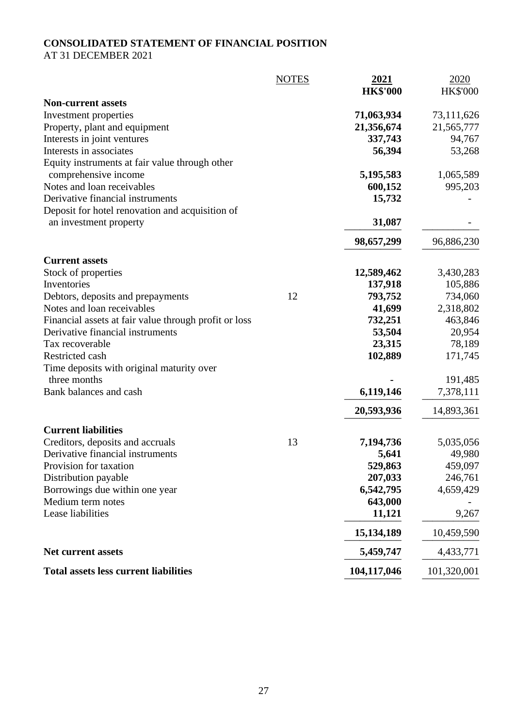**CONSOLIDATED STATEMENT OF FINANCIAL POSITION**
AT 31 DECEMBER 2021

| | NOTES | **2021** | 2020 |
|---|---|---|---|
| | | **HK$'000** | HK$'000 |
| **Non-current assets** | | | |
| Investment properties | | **71,063,934** | 73,111,626 |
| Property, plant and equipment | | **21,356,674** | 21,565,777 |
| Interests in joint ventures | | **337,743** | 94,767 |
| Interests in associates | | **56,394** | 53,268 |
| Equity instruments at fair value through other comprehensive income | | **5,195,583** | 1,065,589 |
| Notes and loan receivables | | **600,152** | 995,203 |
| Derivative financial instruments | | **15,732** | - |
| Deposit for hotel renovation and acquisition of an investment property | | **31,087** | - |
| | | **98,657,299** | 96,886,230 |
| **Current assets** | | | |
| Stock of properties | | **12,589,462** | 3,430,283 |
| Inventories | | **137,918** | 105,886 |
| Debtors, deposits and prepayments | 12 | **793,752** | 734,060 |
| Notes and loan receivables | | **41,699** | 2,318,802 |
| Financial assets at fair value through profit or loss | | **732,251** | 463,846 |
| Derivative financial instruments | | **53,504** | 20,954 |
| Tax recoverable | | **23,315** | 78,189 |
| Restricted cash | | **102,889** | 171,745 |
| Time deposits with original maturity over three months | | **-** | 191,485 |
| Bank balances and cash | | **6,119,146** | 7,378,111 |
| | | **20,593,936** | 14,893,361 |
| **Current liabilities** | | | |
| Creditors, deposits and accruals | 13 | **7,194,736** | 5,035,056 |
| Derivative financial instruments | | **5,641** | 49,980 |
| Provision for taxation | | **529,863** | 459,097 |
| Distribution payable | | **207,033** | 246,761 |
| Borrowings due within one year | | **6,542,795** | 4,659,429 |
| Medium term notes | | **643,000** | - |
| Lease liabilities | | **11,121** | 9,267 |
| | | **15,134,189** | 10,459,590 |
| **Net current assets** | | **5,459,747** | 4,433,771 |
| **Total assets less current liabilities** | | **104,117,046** | 101,320,001 |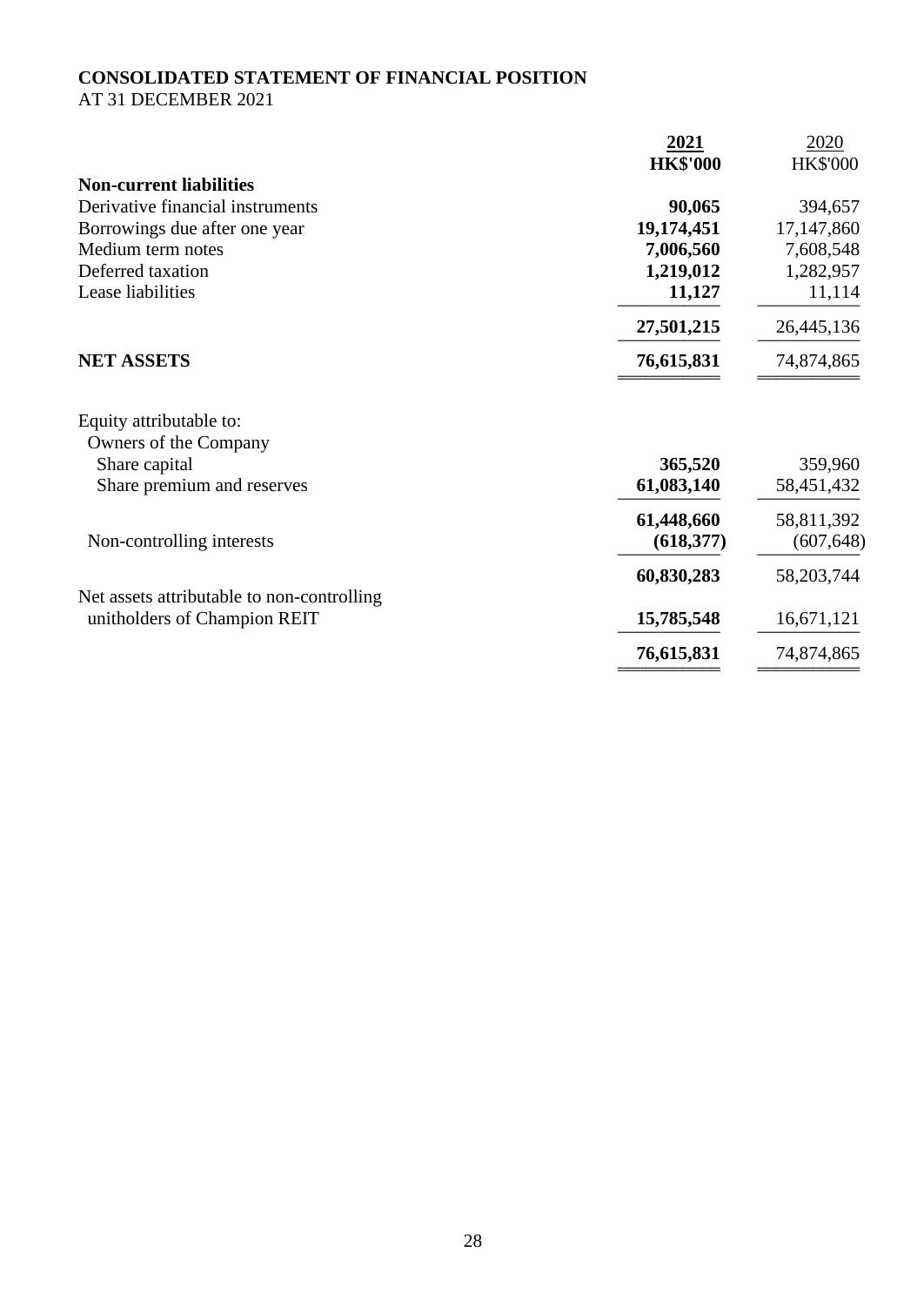**CONSOLIDATED STATEMENT OF FINANCIAL POSITION**
AT 31 DECEMBER 2021

| | 2021<br>HK$'000 | 2020<br>HK$'000 |
|---|---|---|
| **Non-current liabilities** | | |
| Derivative financial instruments | **90,065** | 394,657 |
| Borrowings due after one year | **19,174,451** | 17,147,860 |
| Medium term notes | **7,006,560** | 7,608,548 |
| Deferred taxation | **1,219,012** | 1,282,957 |
| Lease liabilities | **11,127** | 11,114 |
| | **27,501,215** | 26,445,136 |
| **NET ASSETS** | **76,615,831** | 74,874,865 |
| Equity attributable to: | | |
| Owners of the Company | | |
| Share capital | **365,520** | 359,960 |
| Share premium and reserves | **61,083,140** | 58,451,432 |
| | **61,448,660** | 58,811,392 |
| Non-controlling interests | **(618,377)** | (607,648) |
| | **60,830,283** | 58,203,744 |
| Net assets attributable to non-controlling unitholders of Champion REIT | **15,785,548** | 16,671,121 |
| | **76,615,831** | 74,874,865 |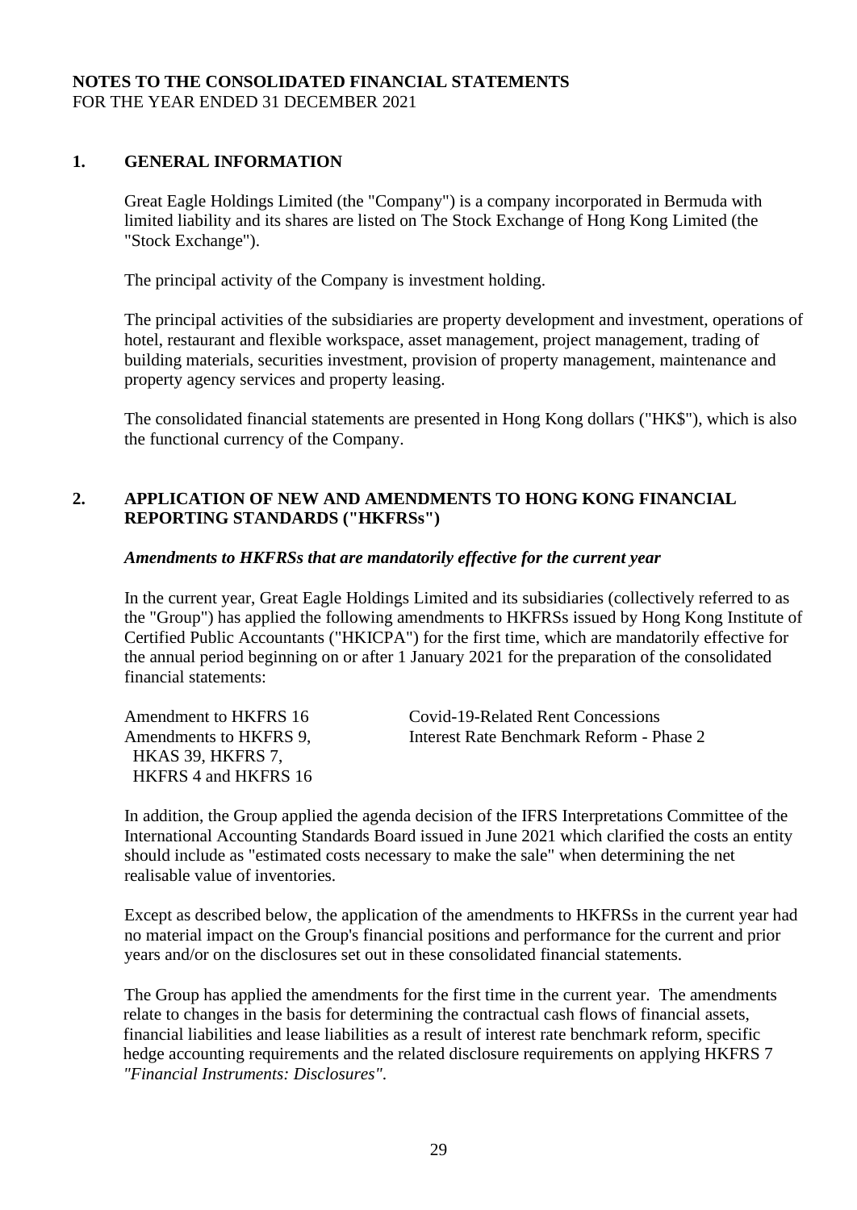**NOTES TO THE CONSOLIDATED FINANCIAL STATEMENTS**
FOR THE YEAR ENDED 31 DECEMBER 2021

## 1. GENERAL INFORMATION

Great Eagle Holdings Limited (the "Company") is a company incorporated in Bermuda with limited liability and its shares are listed on The Stock Exchange of Hong Kong Limited (the "Stock Exchange").

The principal activity of the Company is investment holding.

The principal activities of the subsidiaries are property development and investment, operations of hotel, restaurant and flexible workspace, asset management, project management, trading of building materials, securities investment, provision of property management, maintenance and property agency services and property leasing.

The consolidated financial statements are presented in Hong Kong dollars ("HK$"), which is also the functional currency of the Company.

## 2. APPLICATION OF NEW AND AMENDMENTS TO HONG KONG FINANCIAL REPORTING STANDARDS ("HKFRSs")

***Amendments to HKFRSs that are mandatorily effective for the current year***

In the current year, Great Eagle Holdings Limited and its subsidiaries (collectively referred to as the "Group") has applied the following amendments to HKFRSs issued by Hong Kong Institute of Certified Public Accountants ("HKICPA") for the first time, which are mandatorily effective for the annual period beginning on or after 1 January 2021 for the preparation of the consolidated financial statements:

| | |
|---|---|
| Amendment to HKFRS 16 | Covid-19-Related Rent Concessions |
| Amendments to HKFRS 9, HKAS 39, HKFRS 7, HKFRS 4 and HKFRS 16 | Interest Rate Benchmark Reform - Phase 2 |

In addition, the Group applied the agenda decision of the IFRS Interpretations Committee of the International Accounting Standards Board issued in June 2021 which clarified the costs an entity should include as "estimated costs necessary to make the sale" when determining the net realisable value of inventories.

Except as described below, the application of the amendments to HKFRSs in the current year had no material impact on the Group's financial positions and performance for the current and prior years and/or on the disclosures set out in these consolidated financial statements.

The Group has applied the amendments for the first time in the current year. The amendments relate to changes in the basis for determining the contractual cash flows of financial assets, financial liabilities and lease liabilities as a result of interest rate benchmark reform, specific hedge accounting requirements and the related disclosure requirements on applying HKFRS 7 *"Financial Instruments: Disclosures"*.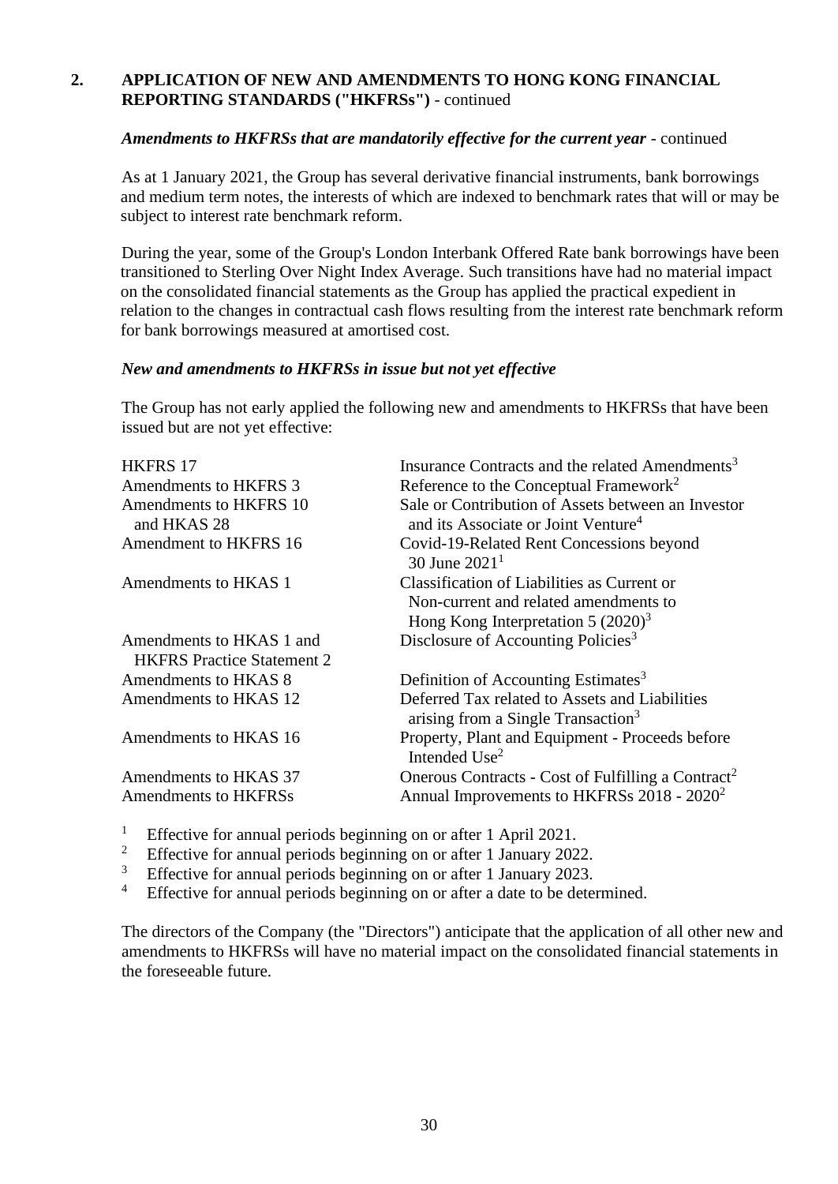## 2. APPLICATION OF NEW AND AMENDMENTS TO HONG KONG FINANCIAL REPORTING STANDARDS ("HKFRSs") - continued

***Amendments to HKFRSs that are mandatorily effective for the current year*** - continued

As at 1 January 2021, the Group has several derivative financial instruments, bank borrowings and medium term notes, the interests of which are indexed to benchmark rates that will or may be subject to interest rate benchmark reform.

During the year, some of the Group's London Interbank Offered Rate bank borrowings have been transitioned to Sterling Over Night Index Average. Such transitions have had no material impact on the consolidated financial statements as the Group has applied the practical expedient in relation to the changes in contractual cash flows resulting from the interest rate benchmark reform for bank borrowings measured at amortised cost.

***New and amendments to HKFRSs in issue but not yet effective***

The Group has not early applied the following new and amendments to HKFRSs that have been issued but are not yet effective:

| | |
|---|---|
| HKFRS 17 | Insurance Contracts and the related Amendments[3] |
| Amendments to HKFRS 3 | Reference to the Conceptual Framework[2] |
| Amendments to HKFRS 10 and HKAS 28 | Sale or Contribution of Assets between an Investor and its Associate or Joint Venture[4] |
| Amendment to HKFRS 16 | Covid-19-Related Rent Concessions beyond 30 June 2021[1] |
| Amendments to HKAS 1 | Classification of Liabilities as Current or Non-current and related amendments to Hong Kong Interpretation 5 (2020)[3] |
| Amendments to HKAS 1 and HKFRS Practice Statement 2 | Disclosure of Accounting Policies[3] |
| Amendments to HKAS 8 | Definition of Accounting Estimates[3] |
| Amendments to HKAS 12 | Deferred Tax related to Assets and Liabilities arising from a Single Transaction[3] |
| Amendments to HKAS 16 | Property, Plant and Equipment - Proceeds before Intended Use[2] |
| Amendments to HKAS 37 | Onerous Contracts - Cost of Fulfilling a Contract[2] |
| Amendments to HKFRSs | Annual Improvements to HKFRSs 2018 - 2020[2] |

[1] Effective for annual periods beginning on or after 1 April 2021.
[2] Effective for annual periods beginning on or after 1 January 2022.
[3] Effective for annual periods beginning on or after 1 January 2023.
[4] Effective for annual periods beginning on or after a date to be determined.

The directors of the Company (the "Directors") anticipate that the application of all other new and amendments to HKFRSs will have no material impact on the consolidated financial statements in the foreseeable future.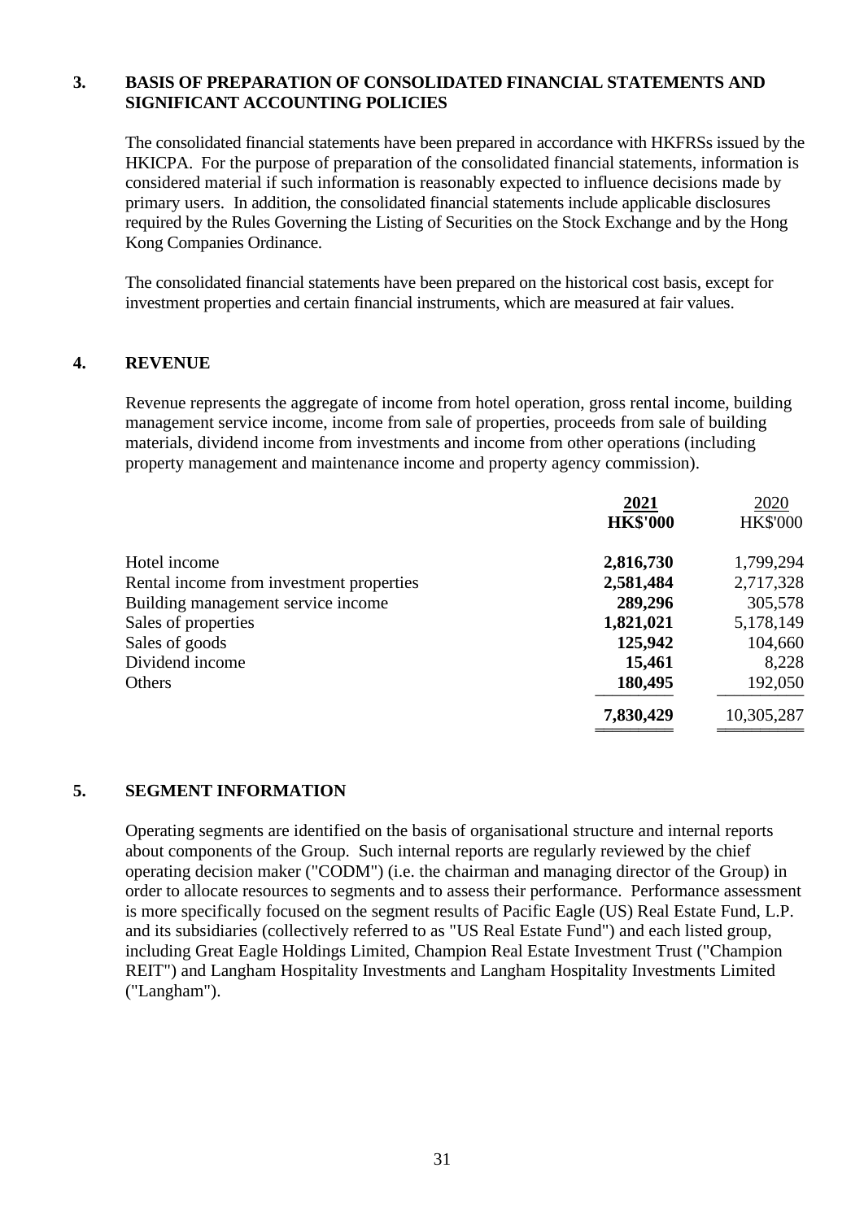## 3. BASIS OF PREPARATION OF CONSOLIDATED FINANCIAL STATEMENTS AND SIGNIFICANT ACCOUNTING POLICIES

The consolidated financial statements have been prepared in accordance with HKFRSs issued by the HKICPA. For the purpose of preparation of the consolidated financial statements, information is considered material if such information is reasonably expected to influence decisions made by primary users. In addition, the consolidated financial statements include applicable disclosures required by the Rules Governing the Listing of Securities on the Stock Exchange and by the Hong Kong Companies Ordinance.

The consolidated financial statements have been prepared on the historical cost basis, except for investment properties and certain financial instruments, which are measured at fair values.

## 4. REVENUE

Revenue represents the aggregate of income from hotel operation, gross rental income, building management service income, income from sale of properties, proceeds from sale of building materials, dividend income from investments and income from other operations (including property management and maintenance income and property agency commission).

| | **2021** | 2020 |
|---|---|---|
| | **HK$'000** | HK$'000 |
| Hotel income | **2,816,730** | 1,799,294 |
| Rental income from investment properties | **2,581,484** | 2,717,328 |
| Building management service income | **289,296** | 305,578 |
| Sales of properties | **1,821,021** | 5,178,149 |
| Sales of goods | **125,942** | 104,660 |
| Dividend income | **15,461** | 8,228 |
| Others | **180,495** | 192,050 |
| | **7,830,429** | 10,305,287 |

## 5. SEGMENT INFORMATION

Operating segments are identified on the basis of organisational structure and internal reports about components of the Group. Such internal reports are regularly reviewed by the chief operating decision maker ("CODM") (i.e. the chairman and managing director of the Group) in order to allocate resources to segments and to assess their performance. Performance assessment is more specifically focused on the segment results of Pacific Eagle (US) Real Estate Fund, L.P. and its subsidiaries (collectively referred to as "US Real Estate Fund") and each listed group, including Great Eagle Holdings Limited, Champion Real Estate Investment Trust ("Champion REIT") and Langham Hospitality Investments and Langham Hospitality Investments Limited ("Langham").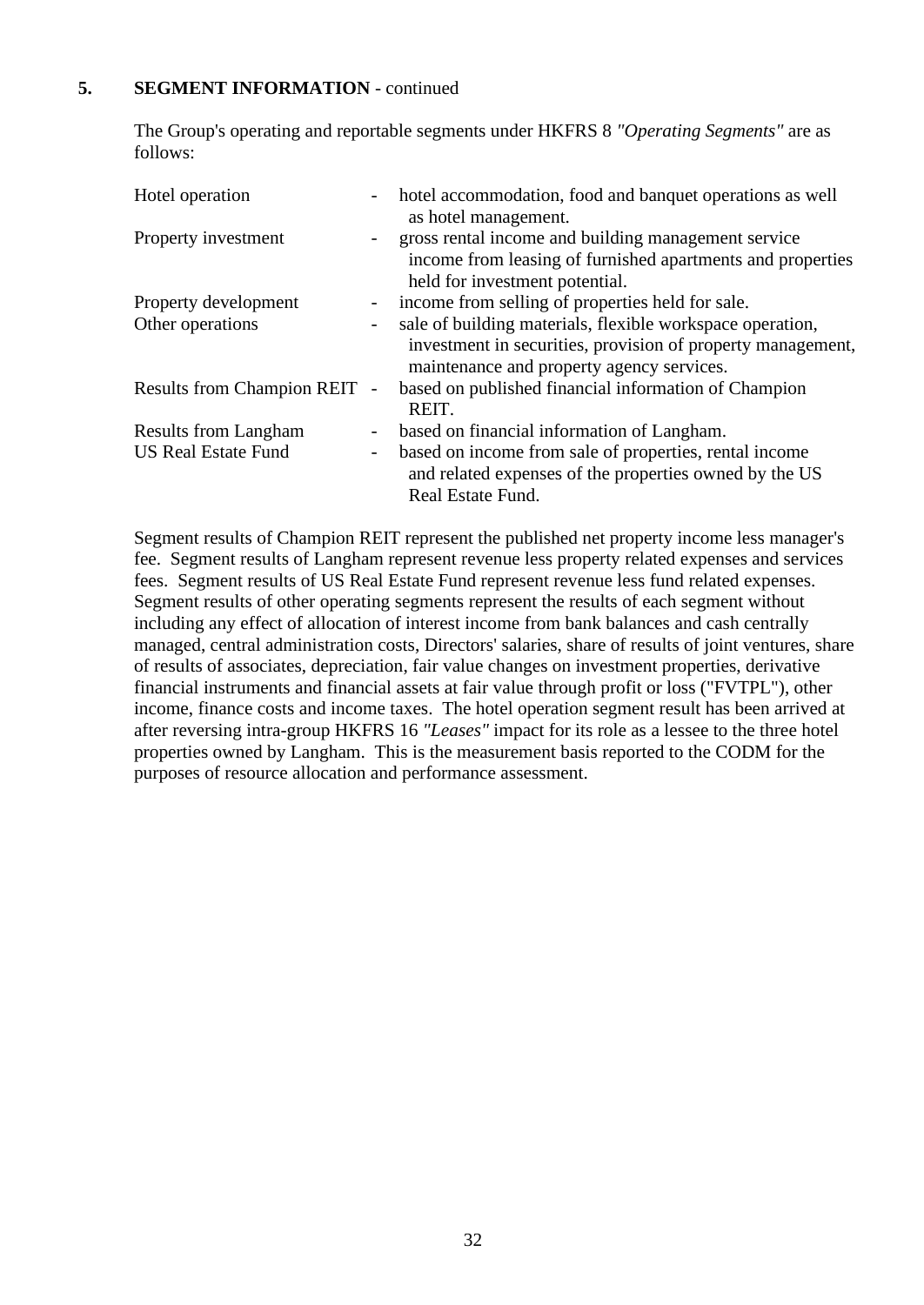## 5. SEGMENT INFORMATION - continued

The Group's operating and reportable segments under HKFRS 8 *"Operating Segments"* are as follows:

| | | |
|---|---|---|
| Hotel operation | - | hotel accommodation, food and banquet operations as well as hotel management. |
| Property investment | - | gross rental income and building management service income from leasing of furnished apartments and properties held for investment potential. |
| Property development | - | income from selling of properties held for sale. |
| Other operations | - | sale of building materials, flexible workspace operation, investment in securities, provision of property management, maintenance and property agency services. |
| Results from Champion REIT | - | based on published financial information of Champion REIT. |
| Results from Langham | - | based on financial information of Langham. |
| US Real Estate Fund | - | based on income from sale of properties, rental income and related expenses of the properties owned by the US Real Estate Fund. |

Segment results of Champion REIT represent the published net property income less manager's fee. Segment results of Langham represent revenue less property related expenses and services fees. Segment results of US Real Estate Fund represent revenue less fund related expenses. Segment results of other operating segments represent the results of each segment without including any effect of allocation of interest income from bank balances and cash centrally managed, central administration costs, Directors' salaries, share of results of joint ventures, share of results of associates, depreciation, fair value changes on investment properties, derivative financial instruments and financial assets at fair value through profit or loss ("FVTPL"), other income, finance costs and income taxes. The hotel operation segment result has been arrived at after reversing intra-group HKFRS 16 *"Leases"* impact for its role as a lessee to the three hotel properties owned by Langham. This is the measurement basis reported to the CODM for the purposes of resource allocation and performance assessment.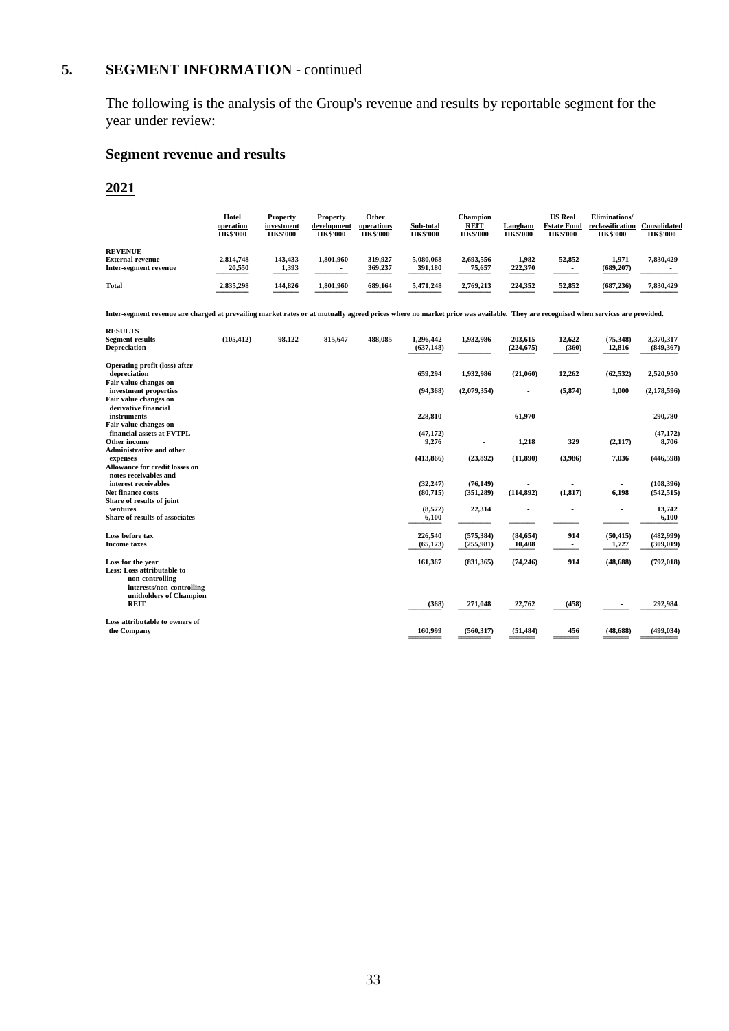## 5. SEGMENT INFORMATION - continued

The following is the analysis of the Group's revenue and results by reportable segment for the year under review:

### Segment revenue and results

**2021**

| | Hotel operation HK$'000 | Property investment HK$'000 | Property development HK$'000 | Other operations HK$'000 | Sub-total HK$'000 | Champion REIT HK$'000 | Langham HK$'000 | US Real Estate Fund HK$'000 | Eliminations/ reclassification HK$'000 | Consolidated HK$'000 |
|---|---|---|---|---|---|---|---|---|---|---|
| **REVENUE** | | | | | | | | | | |
| External revenue | 2,814,748 | 143,433 | 1,801,960 | 319,927 | 5,080,068 | 2,693,556 | 1,982 | 52,852 | 1,971 | 7,830,429 |
| Inter-segment revenue | 20,550 | 1,393 | - | 369,237 | 391,180 | 75,657 | 222,370 | - | (689,207) | - |
| Total | 2,835,298 | 144,826 | 1,801,960 | 689,164 | 5,471,248 | 2,769,213 | 224,352 | 52,852 | (687,236) | 7,830,429 |

Inter-segment revenue are charged at prevailing market rates or at mutually agreed prices where no market price was available. They are recognised when services are provided.

| | Hotel operation HK$'000 | Property investment HK$'000 | Property development HK$'000 | Other operations HK$'000 | Sub-total HK$'000 | Champion REIT HK$'000 | Langham HK$'000 | US Real Estate Fund HK$'000 | Eliminations/ reclassification HK$'000 | Consolidated HK$'000 |
|---|---|---|---|---|---|---|---|---|---|---|
| **RESULTS** | | | | | | | | | | |
| Segment results | (105,412) | 98,122 | 815,647 | 488,085 | 1,296,442 | 1,932,986 | 203,615 | 12,622 | (75,348) | 3,370,317 |
| Depreciation | | | | | (637,148) | - | (224,675) | (360) | 12,816 | (849,367) |
| Operating profit (loss) after depreciation | | | | | 659,294 | 1,932,986 | (21,060) | 12,262 | (62,532) | 2,520,950 |
| Fair value changes on investment properties | | | | | (94,368) | (2,079,354) | - | (5,874) | 1,000 | (2,178,596) |
| Fair value changes on derivative financial instruments | | | | | 228,810 | - | 61,970 | - | - | 290,780 |
| Fair value changes on financial assets at FVTPL | | | | | (47,172) | - | - | - | - | (47,172) |
| Other income | | | | | 9,276 | - | 1,218 | 329 | (2,117) | 8,706 |
| Administrative and other expenses | | | | | (413,866) | (23,892) | (11,890) | (3,986) | 7,036 | (446,598) |
| Allowance for credit losses on notes receivables and interest receivables | | | | | (32,247) | (76,149) | - | - | - | (108,396) |
| Net finance costs | | | | | (80,715) | (351,289) | (114,892) | (1,817) | 6,198 | (542,515) |
| Share of results of joint ventures | | | | | (8,572) | 22,314 | - | - | - | 13,742 |
| Share of results of associates | | | | | 6,100 | - | - | - | - | 6,100 |
| Loss before tax | | | | | 226,540 | (575,384) | (84,654) | 914 | (50,415) | (482,999) |
| Income taxes | | | | | (65,173) | (255,981) | 10,408 | - | 1,727 | (309,019) |
| Loss for the year | | | | | 161,367 | (831,365) | (74,246) | 914 | (48,688) | (792,018) |
| Less: Loss attributable to non-controlling interests/non-controlling unitholders of Champion REIT | | | | | (368) | 271,048 | 22,762 | (458) | - | 292,984 |
| Loss attributable to owners of the Company | | | | | 160,999 | (560,317) | (51,484) | 456 | (48,688) | (499,034) |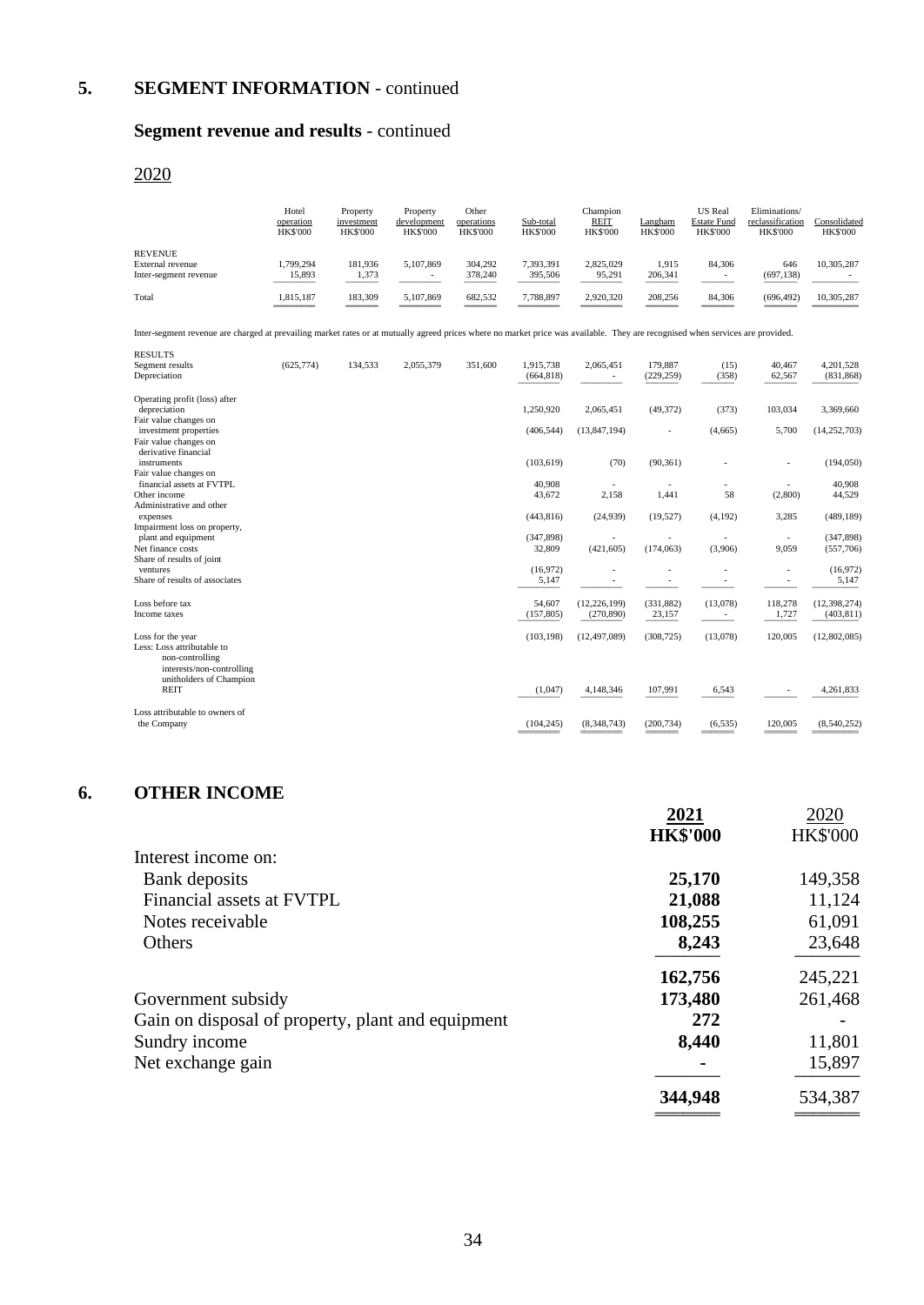## 5. SEGMENT INFORMATION - continued

### Segment revenue and results - continued

2020

| | Hotel operation HK$'000 | Property investment HK$'000 | Property development HK$'000 | Other operations HK$'000 | Sub-total HK$'000 | Champion REIT HK$'000 | Langham HK$'000 | US Real Estate Fund HK$'000 | Eliminations/ reclassification HK$'000 | Consolidated HK$'000 |
|---|---|---|---|---|---|---|---|---|---|---|
| REVENUE | | | | | | | | | | |
| External revenue | 1,799,294 | 181,936 | 5,107,869 | 304,292 | 7,393,391 | 2,825,029 | 1,915 | 84,306 | 646 | 10,305,287 |
| Inter-segment revenue | 15,893 | 1,373 | - | 378,240 | 395,506 | 95,291 | 206,341 | - | (697,138) | - |
| Total | 1,815,187 | 183,309 | 5,107,869 | 682,532 | 7,788,897 | 2,920,320 | 208,256 | 84,306 | (696,492) | 10,305,287 |

Inter-segment revenue are charged at prevailing market rates or at mutually agreed prices where no market price was available. They are recognised when services are provided.

| | Hotel operation HK$'000 | Property investment HK$'000 | Property development HK$'000 | Other operations HK$'000 | Sub-total HK$'000 | Champion REIT HK$'000 | Langham HK$'000 | US Real Estate Fund HK$'000 | Eliminations/ reclassification HK$'000 | Consolidated HK$'000 |
|---|---|---|---|---|---|---|---|---|---|---|
| RESULTS | | | | | | | | | | |
| Segment results | (625,774) | 134,533 | 2,055,379 | 351,600 | 1,915,738 | 2,065,451 | 179,887 | (15) | 40,467 | 4,201,528 |
| Depreciation | | | | | (664,818) | - | (229,259) | (358) | 62,567 | (831,868) |
| Operating profit (loss) after depreciation | | | | | 1,250,920 | 2,065,451 | (49,372) | (373) | 103,034 | 3,369,660 |
| Fair value changes on investment properties | | | | | (406,544) | (13,847,194) | - | (4,665) | 5,700 | (14,252,703) |
| Fair value changes on derivative financial instruments | | | | | (103,619) | (70) | (90,361) | - | - | (194,050) |
| Fair value changes on financial assets at FVTPL | | | | | 40,908 | - | - | - | - | 40,908 |
| Other income | | | | | 43,672 | 2,158 | 1,441 | 58 | (2,800) | 44,529 |
| Administrative and other expenses | | | | | (443,816) | (24,939) | (19,527) | (4,192) | 3,285 | (489,189) |
| Impairment loss on property, plant and equipment | | | | | (347,898) | - | - | - | - | (347,898) |
| Net finance costs | | | | | 32,809 | (421,605) | (174,063) | (3,906) | 9,059 | (557,706) |
| Share of results of joint ventures | | | | | (16,972) | - | - | - | - | (16,972) |
| Share of results of associates | | | | | 5,147 | - | - | - | - | 5,147 |
| Loss before tax | | | | | 54,607 | (12,226,199) | (331,882) | (13,078) | 118,278 | (12,398,274) |
| Income taxes | | | | | (157,805) | (270,890) | 23,157 | - | 1,727 | (403,811) |
| Loss for the year | | | | | (103,198) | (12,497,089) | (308,725) | (13,078) | 120,005 | (12,802,085) |
| Less: Loss attributable to non-controlling interests/non-controlling unitholders of Champion REIT | | | | | (1,047) | 4,148,346 | 107,991 | 6,543 | - | 4,261,833 |
| Loss attributable to owners of the Company | | | | | (104,245) | (8,348,743) | (200,734) | (6,535) | 120,005 | (8,540,252) |

## 6. OTHER INCOME

| | **2021 HK$'000** | 2020 HK$'000 |
|---|---|---|
| Interest income on: | | |
| Bank deposits | **25,170** | 149,358 |
| Financial assets at FVTPL | **21,088** | 11,124 |
| Notes receivable | **108,255** | 61,091 |
| Others | **8,243** | 23,648 |
| | **162,756** | 245,221 |
| Government subsidy | **173,480** | 261,468 |
| Gain on disposal of property, plant and equipment | **272** | - |
| Sundry income | **8,440** | 11,801 |
| Net exchange gain | **-** | 15,897 |
| | **344,948** | 534,387 |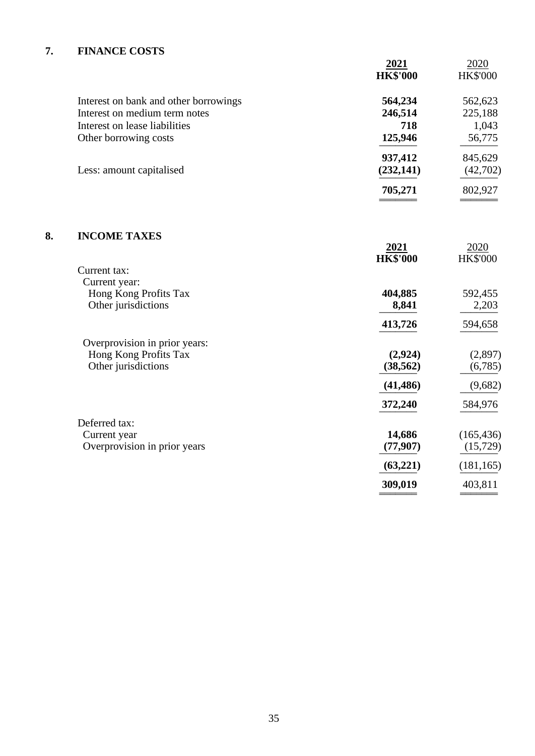## 7. FINANCE COSTS

| | **2021** | 2020 |
|---|---|---|
| | **HK$'000** | HK$'000 |
| Interest on bank and other borrowings | **564,234** | 562,623 |
| Interest on medium term notes | **246,514** | 225,188 |
| Interest on lease liabilities | **718** | 1,043 |
| Other borrowing costs | **125,946** | 56,775 |
| | **937,412** | 845,629 |
| Less: amount capitalised | **(232,141)** | (42,702) |
| | **705,271** | 802,927 |

## 8. INCOME TAXES

| | **2021** | 2020 |
|---|---|---|
| | **HK$'000** | HK$'000 |
| Current tax: | | |
| Current year: | | |
| Hong Kong Profits Tax | **404,885** | 592,455 |
| Other jurisdictions | **8,841** | 2,203 |
| | **413,726** | 594,658 |
| Overprovision in prior years: | | |
| Hong Kong Profits Tax | **(2,924)** | (2,897) |
| Other jurisdictions | **(38,562)** | (6,785) |
| | **(41,486)** | (9,682) |
| | **372,240** | 584,976 |
| Deferred tax: | | |
| Current year | **14,686** | (165,436) |
| Overprovision in prior years | **(77,907)** | (15,729) |
| | **(63,221)** | (181,165) |
| | **309,019** | 403,811 |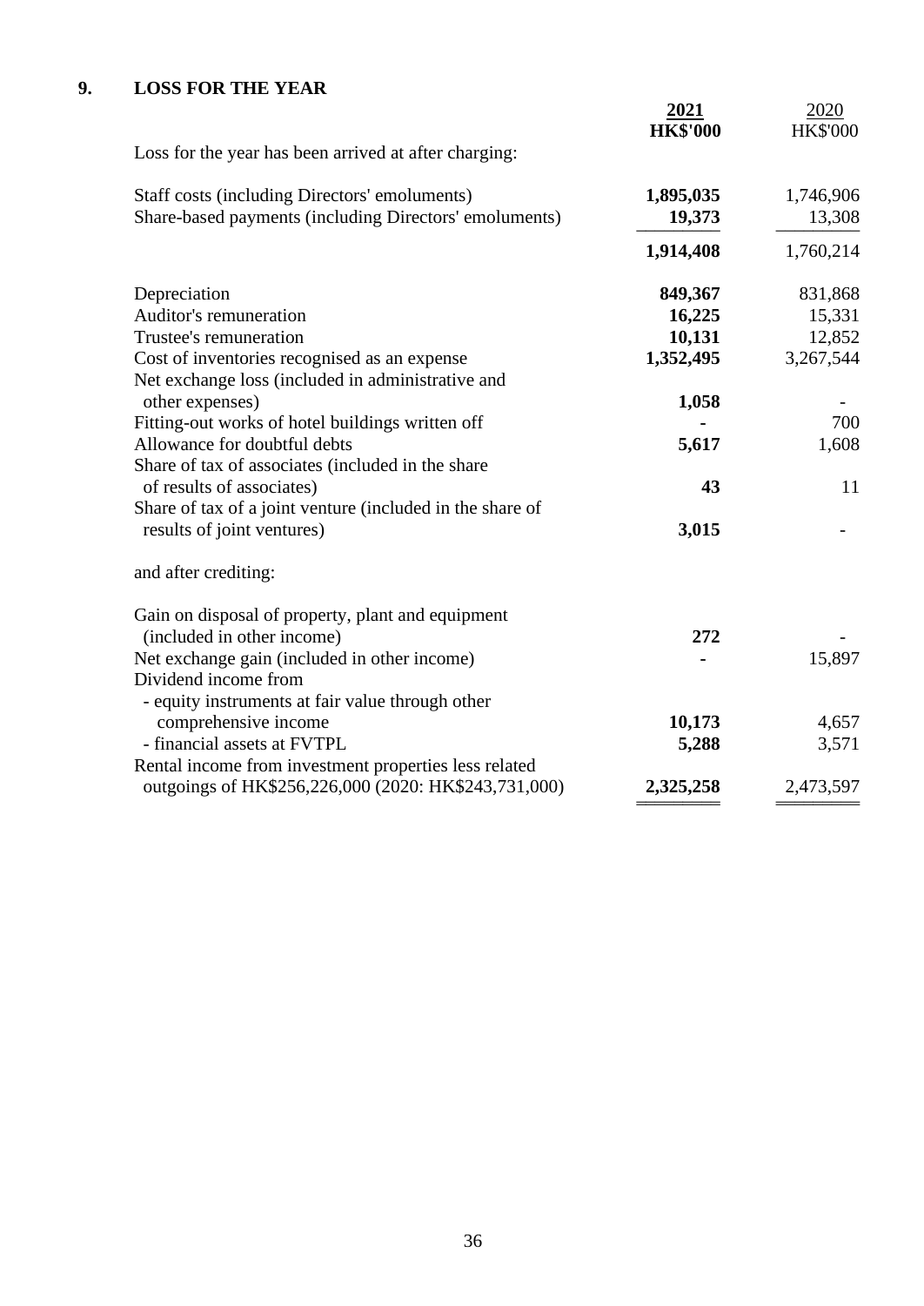## 9. LOSS FOR THE YEAR

| | **2021** | 2020 |
|---|---|---|
| | **HK$'000** | HK$'000 |
| Loss for the year has been arrived at after charging: | | |
| Staff costs (including Directors' emoluments) | **1,895,035** | 1,746,906 |
| Share-based payments (including Directors' emoluments) | **19,373** | 13,308 |
| | **1,914,408** | 1,760,214 |
| Depreciation | **849,367** | 831,868 |
| Auditor's remuneration | **16,225** | 15,331 |
| Trustee's remuneration | **10,131** | 12,852 |
| Cost of inventories recognised as an expense | **1,352,495** | 3,267,544 |
| Net exchange loss (included in administrative and other expenses) | **1,058** | - |
| Fitting-out works of hotel buildings written off | **-** | 700 |
| Allowance for doubtful debts | **5,617** | 1,608 |
| Share of tax of associates (included in the share of results of associates) | **43** | 11 |
| Share of tax of a joint venture (included in the share of results of joint ventures) | **3,015** | - |
| and after crediting: | | |
| Gain on disposal of property, plant and equipment (included in other income) | **272** | - |
| Net exchange gain (included in other income) | **-** | 15,897 |
| Dividend income from | | |
| - equity instruments at fair value through other comprehensive income | **10,173** | 4,657 |
| - financial assets at FVTPL | **5,288** | 3,571 |
| Rental income from investment properties less related outgoings of HK$256,226,000 (2020: HK$243,731,000) | **2,325,258** | 2,473,597 |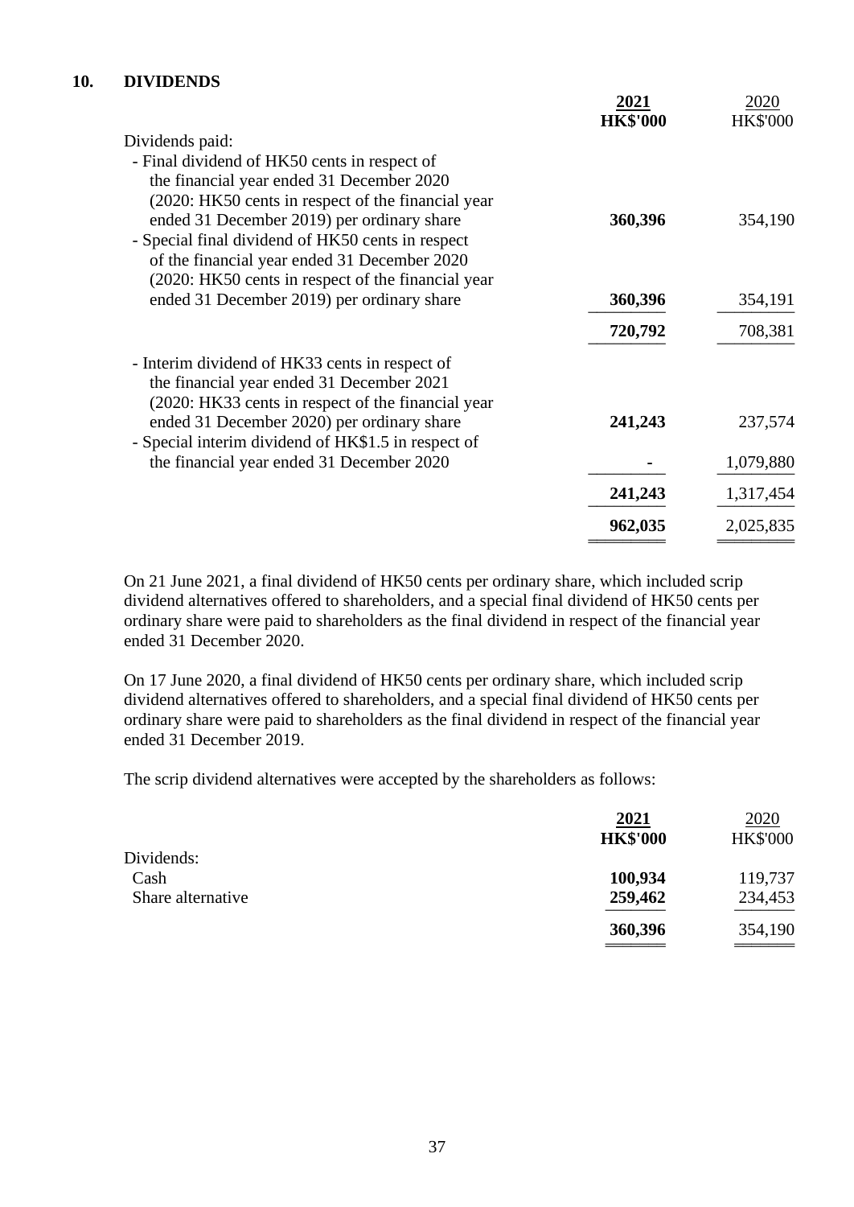## 10. DIVIDENDS

| | **2021** | 2020 |
|---|---|---|
| | **HK$'000** | HK$'000 |
| Dividends paid: | | |
| - Final dividend of HK50 cents in respect of the financial year ended 31 December 2020 (2020: HK50 cents in respect of the financial year ended 31 December 2019) per ordinary share | **360,396** | 354,190 |
| - Special final dividend of HK50 cents in respect of the financial year ended 31 December 2020 (2020: HK50 cents in respect of the financial year ended 31 December 2019) per ordinary share | **360,396** | 354,191 |
| | **720,792** | 708,381 |
| - Interim dividend of HK33 cents in respect of the financial year ended 31 December 2021 (2020: HK33 cents in respect of the financial year ended 31 December 2020) per ordinary share | **241,243** | 237,574 |
| - Special interim dividend of HK$1.5 in respect of the financial year ended 31 December 2020 | **-** | 1,079,880 |
| | **241,243** | 1,317,454 |
| | **962,035** | 2,025,835 |

On 21 June 2021, a final dividend of HK50 cents per ordinary share, which included scrip dividend alternatives offered to shareholders, and a special final dividend of HK50 cents per ordinary share were paid to shareholders as the final dividend in respect of the financial year ended 31 December 2020.

On 17 June 2020, a final dividend of HK50 cents per ordinary share, which included scrip dividend alternatives offered to shareholders, and a special final dividend of HK50 cents per ordinary share were paid to shareholders as the final dividend in respect of the financial year ended 31 December 2019.

The scrip dividend alternatives were accepted by the shareholders as follows:

| | **2021** | 2020 |
|---|---|---|
| | **HK$'000** | HK$'000 |
| Dividends: | | |
| Cash | **100,934** | 119,737 |
| Share alternative | **259,462** | 234,453 |
| | **360,396** | 354,190 |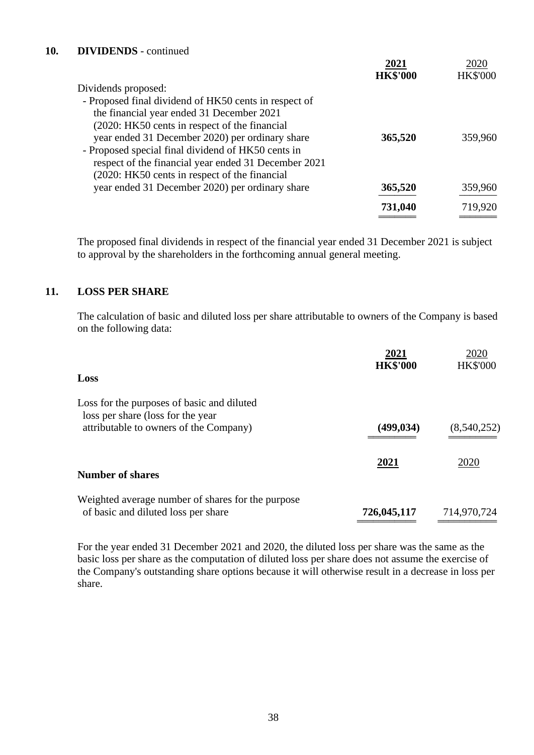## 10. DIVIDENDS - continued

| | **2021** **HK$'000** | 2020 HK$'000 |
|---|---|---|
| Dividends proposed: | | |
| - Proposed final dividend of HK50 cents in respect of the financial year ended 31 December 2021 (2020: HK50 cents in respect of the financial year ended 31 December 2020) per ordinary share | **365,520** | 359,960 |
| - Proposed special final dividend of HK50 cents in respect of the financial year ended 31 December 2021 (2020: HK50 cents in respect of the financial year ended 31 December 2020) per ordinary share | **365,520** | 359,960 |
| | **731,040** | 719,920 |

The proposed final dividends in respect of the financial year ended 31 December 2021 is subject to approval by the shareholders in the forthcoming annual general meeting.

## 11. LOSS PER SHARE

The calculation of basic and diluted loss per share attributable to owners of the Company is based on the following data:

| | **2021** **HK$'000** | 2020 HK$'000 |
|---|---|---|
| **Loss** | | |
| Loss for the purposes of basic and diluted loss per share (loss for the year attributable to owners of the Company) | **(499,034)** | (8,540,252) |

| | **2021** | 2020 |
|---|---|---|
| **Number of shares** | | |
| Weighted average number of shares for the purpose of basic and diluted loss per share | **726,045,117** | 714,970,724 |

For the year ended 31 December 2021 and 2020, the diluted loss per share was the same as the basic loss per share as the computation of diluted loss per share does not assume the exercise of the Company's outstanding share options because it will otherwise result in a decrease in loss per share.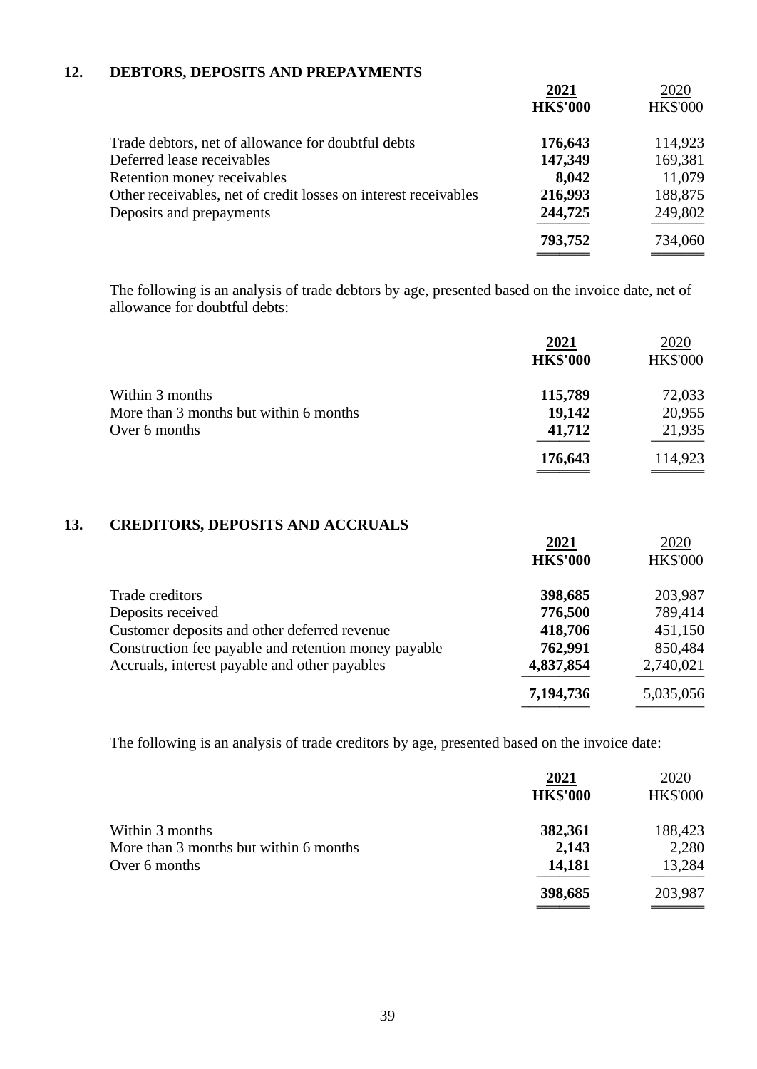## 12. DEBTORS, DEPOSITS AND PREPAYMENTS

| | **2021** | 2020 |
|---|---|---|
| | **HK$'000** | HK$'000 |
| Trade debtors, net of allowance for doubtful debts | **176,643** | 114,923 |
| Deferred lease receivables | **147,349** | 169,381 |
| Retention money receivables | **8,042** | 11,079 |
| Other receivables, net of credit losses on interest receivables | **216,993** | 188,875 |
| Deposits and prepayments | **244,725** | 249,802 |
| | **793,752** | 734,060 |

The following is an analysis of trade debtors by age, presented based on the invoice date, net of allowance for doubtful debts:

| | **2021** | 2020 |
|---|---|---|
| | **HK$'000** | HK$'000 |
| Within 3 months | **115,789** | 72,033 |
| More than 3 months but within 6 months | **19,142** | 20,955 |
| Over 6 months | **41,712** | 21,935 |
| | **176,643** | 114,923 |

## 13. CREDITORS, DEPOSITS AND ACCRUALS

| | **2021** | 2020 |
|---|---|---|
| | **HK$'000** | HK$'000 |
| Trade creditors | **398,685** | 203,987 |
| Deposits received | **776,500** | 789,414 |
| Customer deposits and other deferred revenue | **418,706** | 451,150 |
| Construction fee payable and retention money payable | **762,991** | 850,484 |
| Accruals, interest payable and other payables | **4,837,854** | 2,740,021 |
| | **7,194,736** | 5,035,056 |

The following is an analysis of trade creditors by age, presented based on the invoice date:

| | **2021** | 2020 |
|---|---|---|
| | **HK$'000** | HK$'000 |
| Within 3 months | **382,361** | 188,423 |
| More than 3 months but within 6 months | **2,143** | 2,280 |
| Over 6 months | **14,181** | 13,284 |
| | **398,685** | 203,987 |